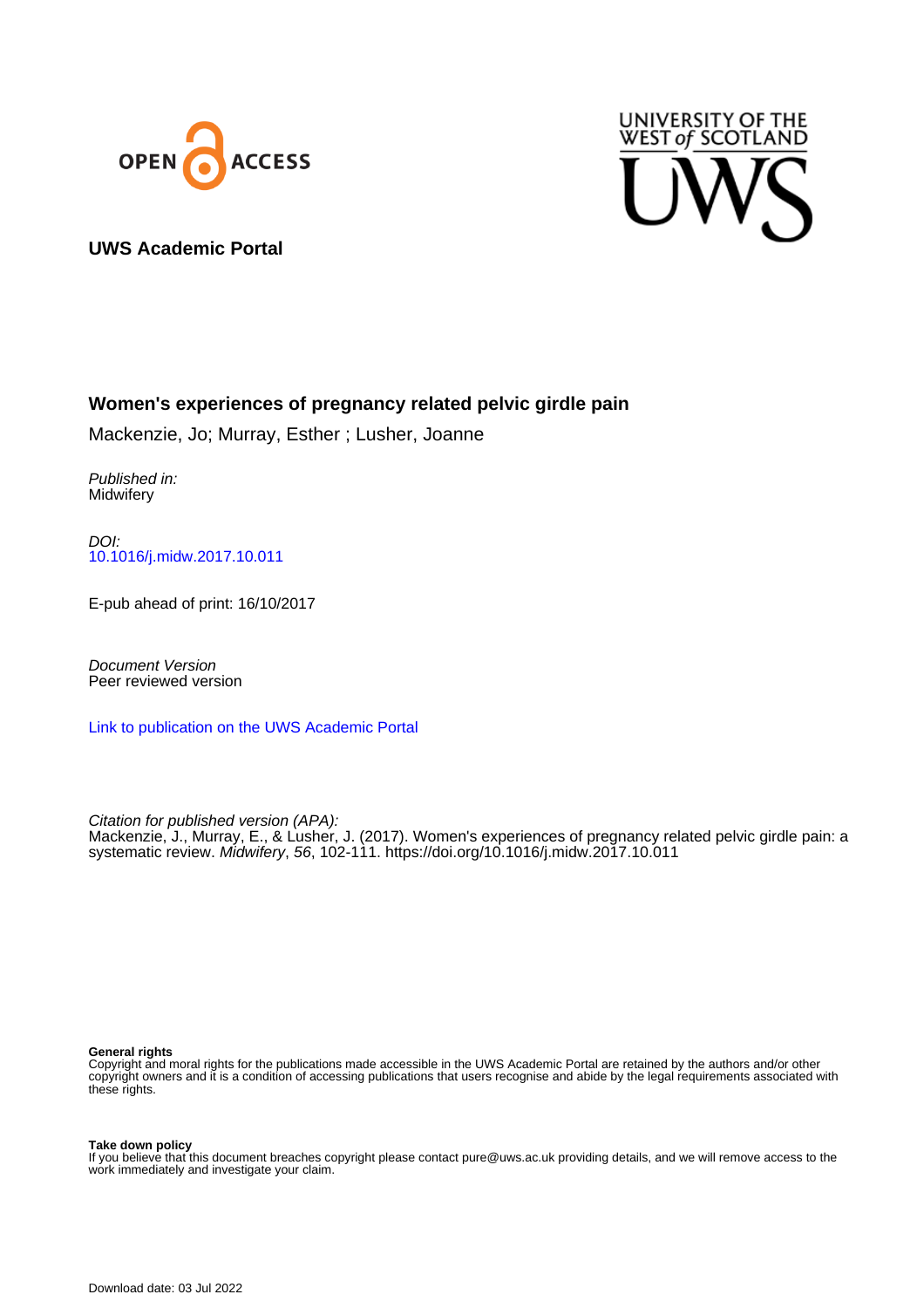OPEN ACCESS

UNIVERSITY OF THE WEST of SCOTLAND

UWS

**UWS Academic Portal**

## Women's experiences of pregnancy related pelvic girdle pain

Mackenzie, Jo; Murray, Esther ; Lusher, Joanne

*Published in:*
Midwifery

*DOI:*
10.1016/j.midw.2017.10.011

E-pub ahead of print: 16/10/2017

*Document Version*
Peer reviewed version

Link to publication on the UWS Academic Portal

*Citation for published version (APA):*
Mackenzie, J., Murray, E., & Lusher, J. (2017). Women's experiences of pregnancy related pelvic girdle pain: a systematic review. *Midwifery*, *56*, 102-111. https://doi.org/10.1016/j.midw.2017.10.011

**General rights**
Copyright and moral rights for the publications made accessible in the UWS Academic Portal are retained by the authors and/or other copyright owners and it is a condition of accessing publications that users recognise and abide by the legal requirements associated with these rights.

**Take down policy**
If you believe that this document breaches copyright please contact pure@uws.ac.uk providing details, and we will remove access to the work immediately and investigate your claim.

Download date: 03 Jul 2022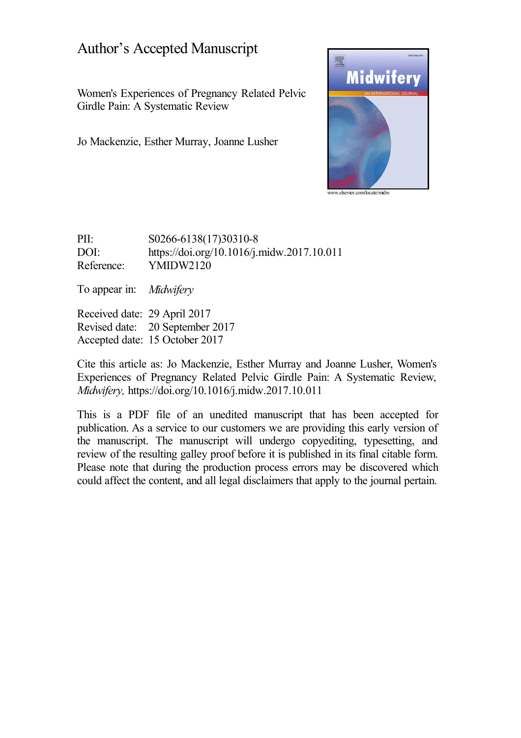# Author's Accepted Manuscript

Women's Experiences of Pregnancy Related Pelvic Girdle Pain: A Systematic Review

Jo Mackenzie, Esther Murray, Joanne Lusher

www.elsevier.com/locate/midw

PII: S0266-6138(17)30310-8
DOI: https://doi.org/10.1016/j.midw.2017.10.011
Reference: YMIDW2120

To appear in: *Midwifery*

Received date: 29 April 2017
Revised date: 20 September 2017
Accepted date: 15 October 2017

Cite this article as: Jo Mackenzie, Esther Murray and Joanne Lusher, Women's Experiences of Pregnancy Related Pelvic Girdle Pain: A Systematic Review, *Midwifery,* https://doi.org/10.1016/j.midw.2017.10.011

This is a PDF file of an unedited manuscript that has been accepted for publication. As a service to our customers we are providing this early version of the manuscript. The manuscript will undergo copyediting, typesetting, and review of the resulting galley proof before it is published in its final citable form. Please note that during the production process errors may be discovered which could affect the content, and all legal disclaimers that apply to the journal pertain.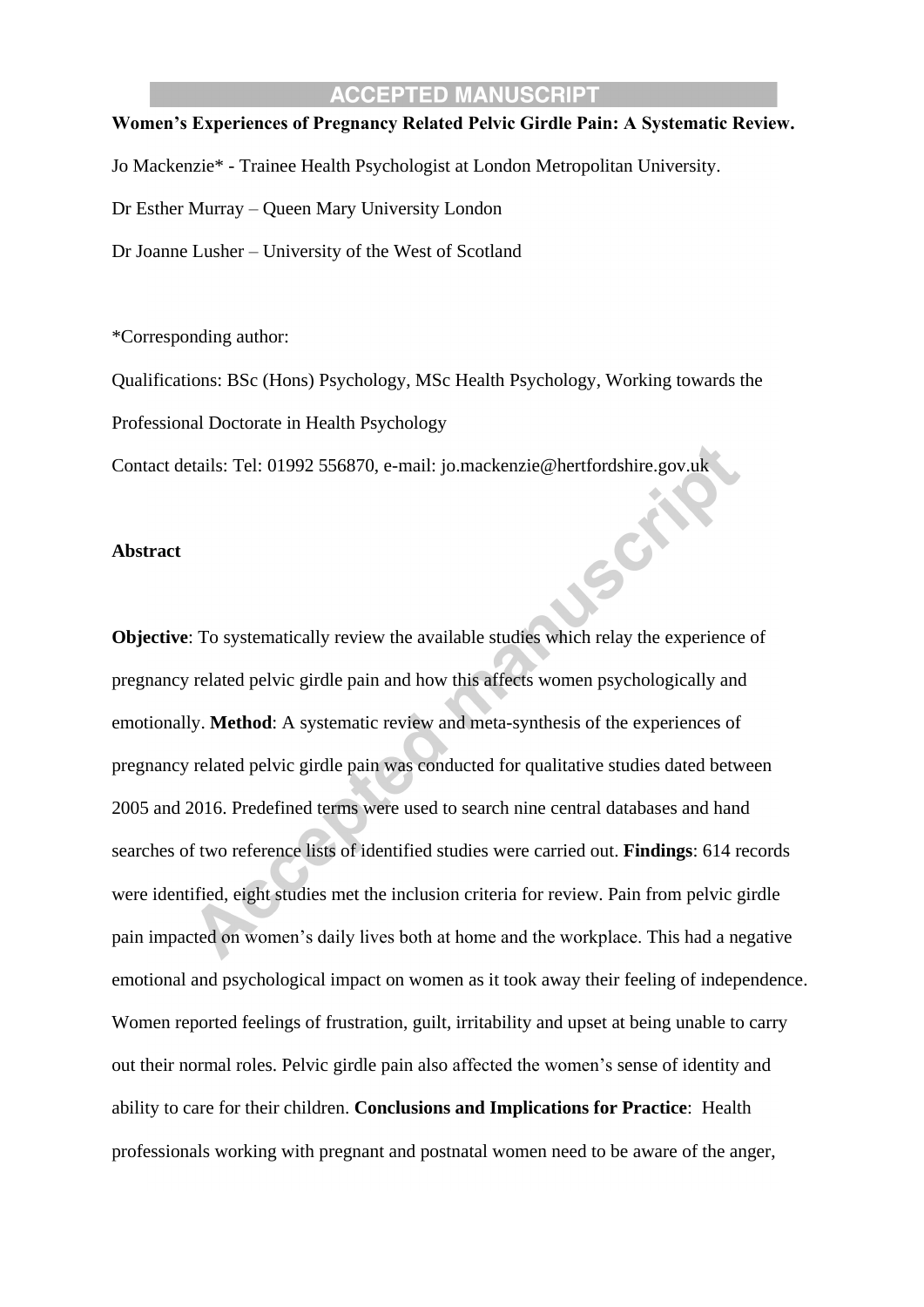**Women's Experiences of Pregnancy Related Pelvic Girdle Pain: A Systematic Review.**

Jo Mackenzie* - Trainee Health Psychologist at London Metropolitan University.

Dr Esther Murray – Queen Mary University London

Dr Joanne Lusher – University of the West of Scotland

*Corresponding author:

Qualifications: BSc (Hons) Psychology, MSc Health Psychology, Working towards the Professional Doctorate in Health Psychology

Contact details: Tel: 01992 556870, e-mail: jo.mackenzie@hertfordshire.gov.uk

**Abstract**

**Objective**: To systematically review the available studies which relay the experience of pregnancy related pelvic girdle pain and how this affects women psychologically and emotionally. **Method**: A systematic review and meta-synthesis of the experiences of pregnancy related pelvic girdle pain was conducted for qualitative studies dated between 2005 and 2016. Predefined terms were used to search nine central databases and hand searches of two reference lists of identified studies were carried out. **Findings**: 614 records were identified, eight studies met the inclusion criteria for review. Pain from pelvic girdle pain impacted on women's daily lives both at home and the workplace. This had a negative emotional and psychological impact on women as it took away their feeling of independence. Women reported feelings of frustration, guilt, irritability and upset at being unable to carry out their normal roles. Pelvic girdle pain also affected the women's sense of identity and ability to care for their children. **Conclusions and Implications for Practice**: Health professionals working with pregnant and postnatal women need to be aware of the anger,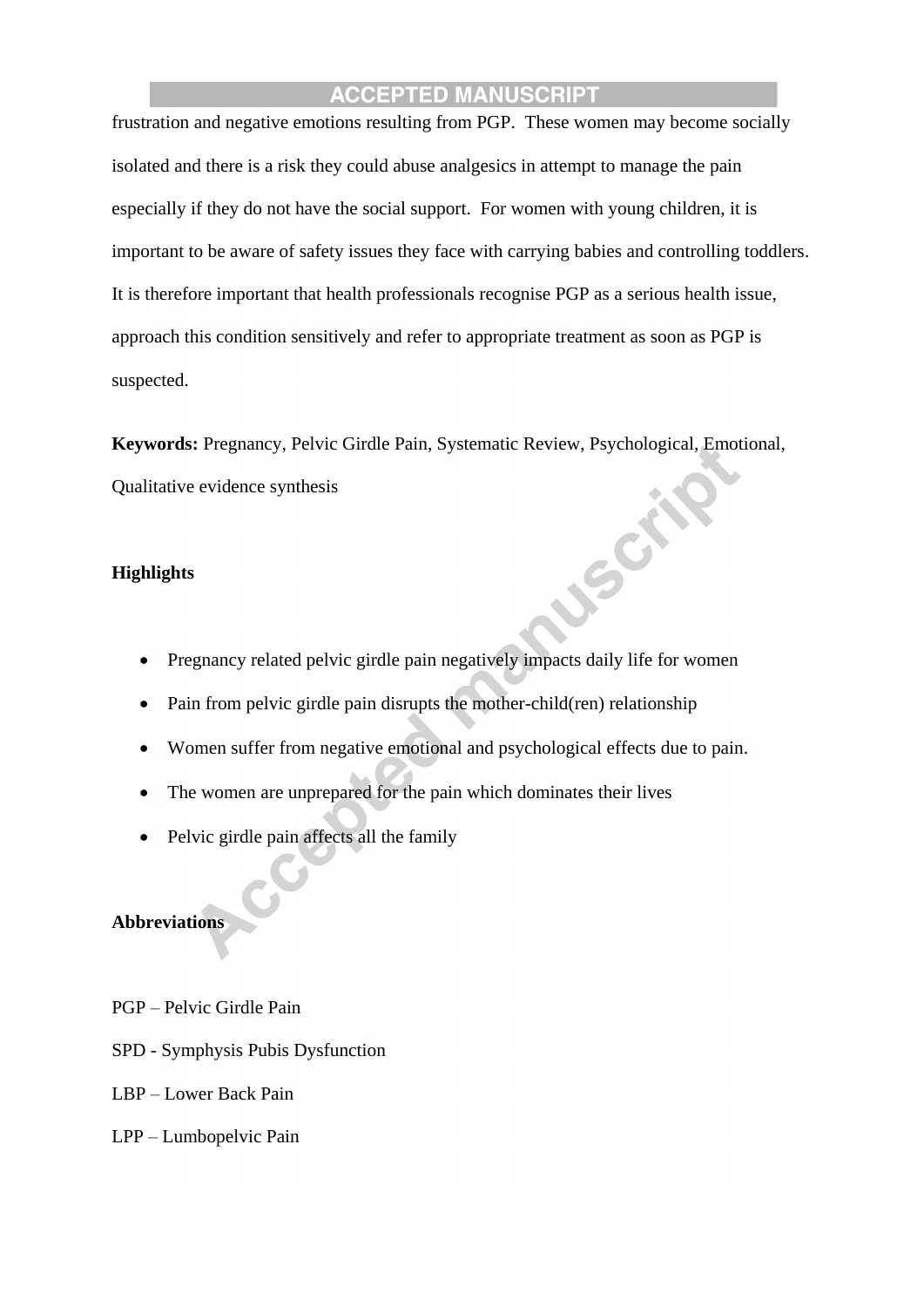frustration and negative emotions resulting from PGP. These women may become socially isolated and there is a risk they could abuse analgesics in attempt to manage the pain especially if they do not have the social support. For women with young children, it is important to be aware of safety issues they face with carrying babies and controlling toddlers. It is therefore important that health professionals recognise PGP as a serious health issue, approach this condition sensitively and refer to appropriate treatment as soon as PGP is suspected.

**Keywords:** Pregnancy, Pelvic Girdle Pain, Systematic Review, Psychological, Emotional, Qualitative evidence synthesis

**Highlights**

- Pregnancy related pelvic girdle pain negatively impacts daily life for women
- Pain from pelvic girdle pain disrupts the mother-child(ren) relationship
- Women suffer from negative emotional and psychological effects due to pain.
- The women are unprepared for the pain which dominates their lives
- Pelvic girdle pain affects all the family

**Abbreviations**

PGP – Pelvic Girdle Pain

SPD - Symphysis Pubis Dysfunction

LBP – Lower Back Pain

LPP – Lumbopelvic Pain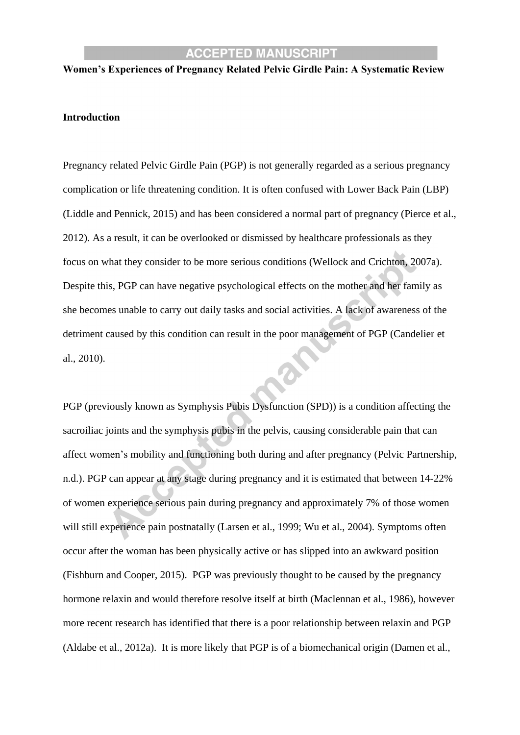**Women's Experiences of Pregnancy Related Pelvic Girdle Pain: A Systematic Review**

**Introduction**

Pregnancy related Pelvic Girdle Pain (PGP) is not generally regarded as a serious pregnancy complication or life threatening condition. It is often confused with Lower Back Pain (LBP) (Liddle and Pennick, 2015) and has been considered a normal part of pregnancy (Pierce et al., 2012). As a result, it can be overlooked or dismissed by healthcare professionals as they focus on what they consider to be more serious conditions (Wellock and Crichton, 2007a). Despite this, PGP can have negative psychological effects on the mother and her family as she becomes unable to carry out daily tasks and social activities. A lack of awareness of the detriment caused by this condition can result in the poor management of PGP (Candelier et al., 2010).

PGP (previously known as Symphysis Pubis Dysfunction (SPD)) is a condition affecting the sacroiliac joints and the symphysis pubis in the pelvis, causing considerable pain that can affect women's mobility and functioning both during and after pregnancy (Pelvic Partnership, n.d.). PGP can appear at any stage during pregnancy and it is estimated that between 14-22% of women experience serious pain during pregnancy and approximately 7% of those women will still experience pain postnatally (Larsen et al., 1999; Wu et al., 2004). Symptoms often occur after the woman has been physically active or has slipped into an awkward position (Fishburn and Cooper, 2015). PGP was previously thought to be caused by the pregnancy hormone relaxin and would therefore resolve itself at birth (Maclennan et al., 1986), however more recent research has identified that there is a poor relationship between relaxin and PGP (Aldabe et al., 2012a). It is more likely that PGP is of a biomechanical origin (Damen et al.,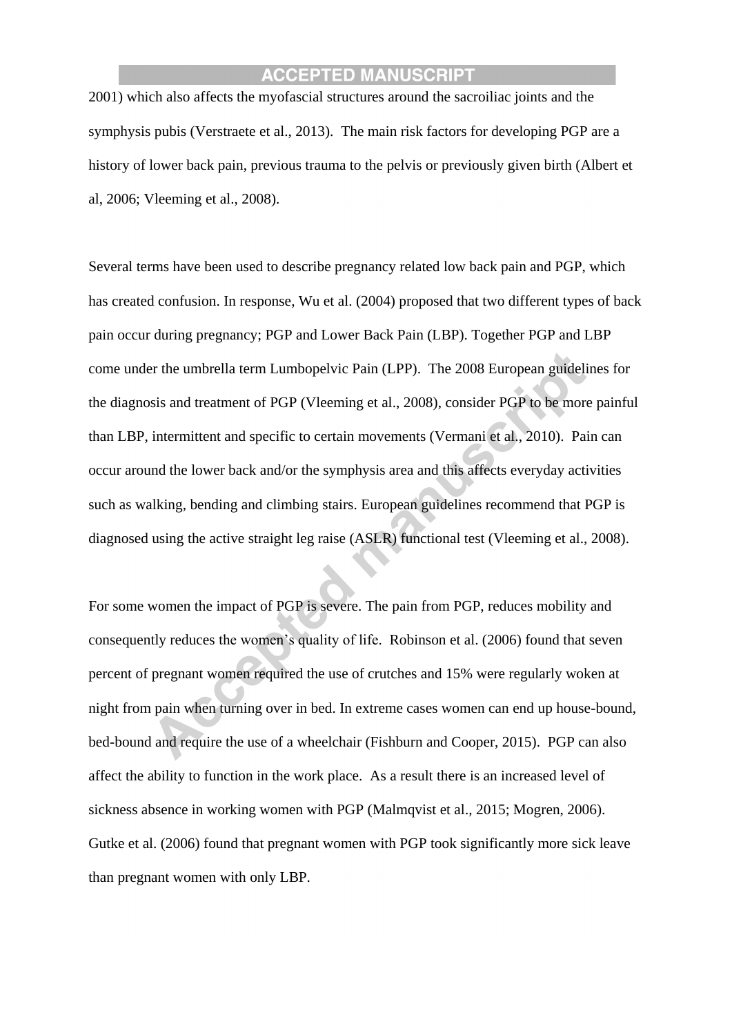2001) which also affects the myofascial structures around the sacroiliac joints and the symphysis pubis (Verstraete et al., 2013). The main risk factors for developing PGP are a history of lower back pain, previous trauma to the pelvis or previously given birth (Albert et al, 2006; Vleeming et al., 2008).

Several terms have been used to describe pregnancy related low back pain and PGP, which has created confusion. In response, Wu et al. (2004) proposed that two different types of back pain occur during pregnancy; PGP and Lower Back Pain (LBP). Together PGP and LBP come under the umbrella term Lumbopelvic Pain (LPP). The 2008 European guidelines for the diagnosis and treatment of PGP (Vleeming et al., 2008), consider PGP to be more painful than LBP, intermittent and specific to certain movements (Vermani et al., 2010). Pain can occur around the lower back and/or the symphysis area and this affects everyday activities such as walking, bending and climbing stairs. European guidelines recommend that PGP is diagnosed using the active straight leg raise (ASLR) functional test (Vleeming et al., 2008).

For some women the impact of PGP is severe. The pain from PGP, reduces mobility and consequently reduces the women's quality of life. Robinson et al. (2006) found that seven percent of pregnant women required the use of crutches and 15% were regularly woken at night from pain when turning over in bed. In extreme cases women can end up house-bound, bed-bound and require the use of a wheelchair (Fishburn and Cooper, 2015). PGP can also affect the ability to function in the work place. As a result there is an increased level of sickness absence in working women with PGP (Malmqvist et al., 2015; Mogren, 2006). Gutke et al. (2006) found that pregnant women with PGP took significantly more sick leave than pregnant women with only LBP.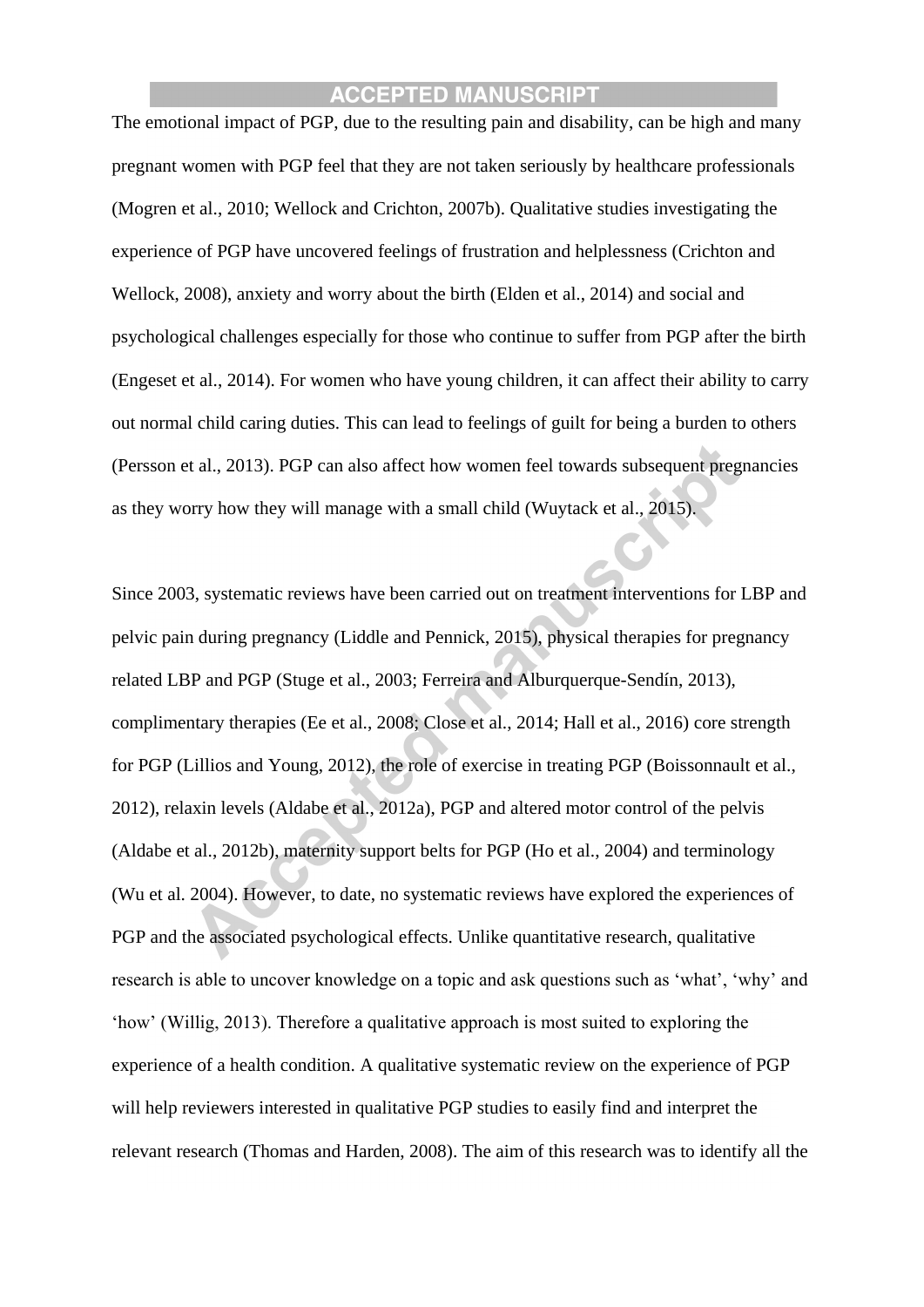The emotional impact of PGP, due to the resulting pain and disability, can be high and many pregnant women with PGP feel that they are not taken seriously by healthcare professionals (Mogren et al., 2010; Wellock and Crichton, 2007b). Qualitative studies investigating the experience of PGP have uncovered feelings of frustration and helplessness (Crichton and Wellock, 2008), anxiety and worry about the birth (Elden et al., 2014) and social and psychological challenges especially for those who continue to suffer from PGP after the birth (Engeset et al., 2014). For women who have young children, it can affect their ability to carry out normal child caring duties. This can lead to feelings of guilt for being a burden to others (Persson et al., 2013). PGP can also affect how women feel towards subsequent pregnancies as they worry how they will manage with a small child (Wuytack et al., 2015).

Since 2003, systematic reviews have been carried out on treatment interventions for LBP and pelvic pain during pregnancy (Liddle and Pennick, 2015), physical therapies for pregnancy related LBP and PGP (Stuge et al., 2003; Ferreira and Alburquerque-Sendín, 2013), complimentary therapies (Ee et al., 2008; Close et al., 2014; Hall et al., 2016) core strength for PGP (Lillios and Young, 2012), the role of exercise in treating PGP (Boissonnault et al., 2012), relaxin levels (Aldabe et al., 2012a), PGP and altered motor control of the pelvis (Aldabe et al., 2012b), maternity support belts for PGP (Ho et al., 2004) and terminology (Wu et al. 2004). However, to date, no systematic reviews have explored the experiences of PGP and the associated psychological effects. Unlike quantitative research, qualitative research is able to uncover knowledge on a topic and ask questions such as 'what', 'why' and 'how' (Willig, 2013). Therefore a qualitative approach is most suited to exploring the experience of a health condition. A qualitative systematic review on the experience of PGP will help reviewers interested in qualitative PGP studies to easily find and interpret the relevant research (Thomas and Harden, 2008). The aim of this research was to identify all the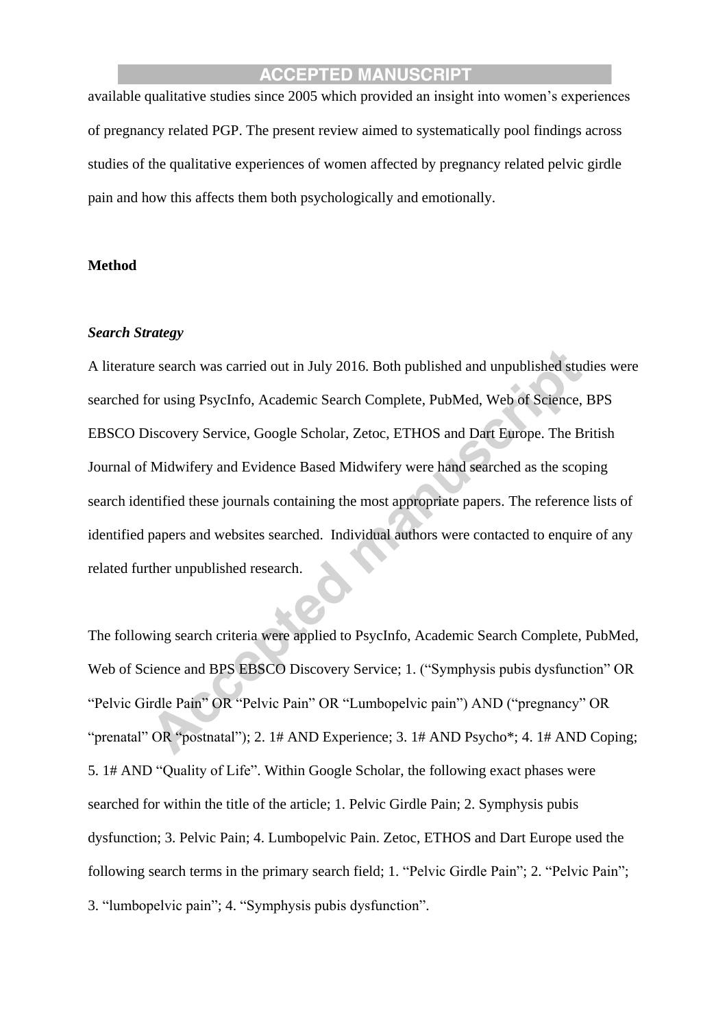available qualitative studies since 2005 which provided an insight into women's experiences of pregnancy related PGP. The present review aimed to systematically pool findings across studies of the qualitative experiences of women affected by pregnancy related pelvic girdle pain and how this affects them both psychologically and emotionally.

## Method

### *Search Strategy*

A literature search was carried out in July 2016. Both published and unpublished studies were searched for using PsycInfo, Academic Search Complete, PubMed, Web of Science, BPS EBSCO Discovery Service, Google Scholar, Zetoc, ETHOS and Dart Europe. The British Journal of Midwifery and Evidence Based Midwifery were hand searched as the scoping search identified these journals containing the most appropriate papers. The reference lists of identified papers and websites searched. Individual authors were contacted to enquire of any related further unpublished research.

The following search criteria were applied to PsycInfo, Academic Search Complete, PubMed, Web of Science and BPS EBSCO Discovery Service; 1. ("Symphysis pubis dysfunction" OR "Pelvic Girdle Pain" OR "Pelvic Pain" OR "Lumbopelvic pain") AND ("pregnancy" OR "prenatal" OR "postnatal"); 2. 1# AND Experience; 3. 1# AND Psycho*; 4. 1# AND Coping; 5. 1# AND "Quality of Life". Within Google Scholar, the following exact phases were searched for within the title of the article; 1. Pelvic Girdle Pain; 2. Symphysis pubis dysfunction; 3. Pelvic Pain; 4. Lumbopelvic Pain. Zetoc, ETHOS and Dart Europe used the following search terms in the primary search field; 1. "Pelvic Girdle Pain"; 2. "Pelvic Pain"; 3. "lumbopelvic pain"; 4. "Symphysis pubis dysfunction".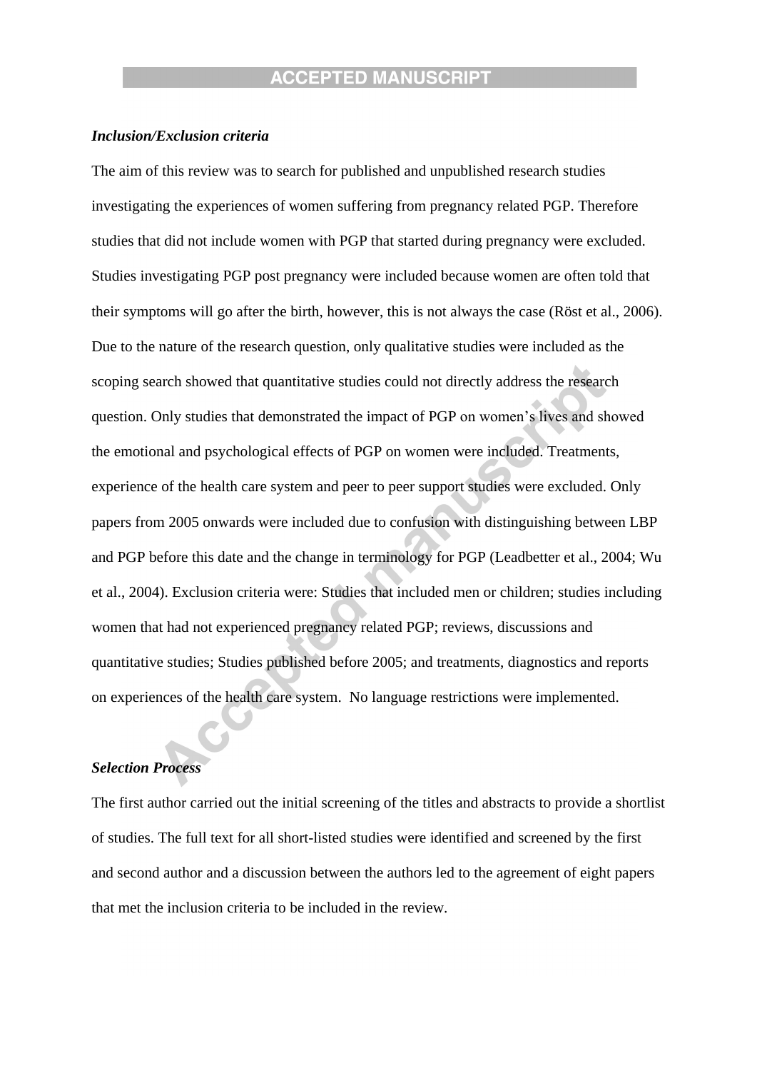***Inclusion/Exclusion criteria***

The aim of this review was to search for published and unpublished research studies investigating the experiences of women suffering from pregnancy related PGP. Therefore studies that did not include women with PGP that started during pregnancy were excluded. Studies investigating PGP post pregnancy were included because women are often told that their symptoms will go after the birth, however, this is not always the case (Röst et al., 2006). Due to the nature of the research question, only qualitative studies were included as the scoping search showed that quantitative studies could not directly address the research question. Only studies that demonstrated the impact of PGP on women's lives and showed the emotional and psychological effects of PGP on women were included. Treatments, experience of the health care system and peer to peer support studies were excluded. Only papers from 2005 onwards were included due to confusion with distinguishing between LBP and PGP before this date and the change in terminology for PGP (Leadbetter et al., 2004; Wu et al., 2004). Exclusion criteria were: Studies that included men or children; studies including women that had not experienced pregnancy related PGP; reviews, discussions and quantitative studies; Studies published before 2005; and treatments, diagnostics and reports on experiences of the health care system. No language restrictions were implemented.

***Selection Process***

The first author carried out the initial screening of the titles and abstracts to provide a shortlist of studies. The full text for all short-listed studies were identified and screened by the first and second author and a discussion between the authors led to the agreement of eight papers that met the inclusion criteria to be included in the review.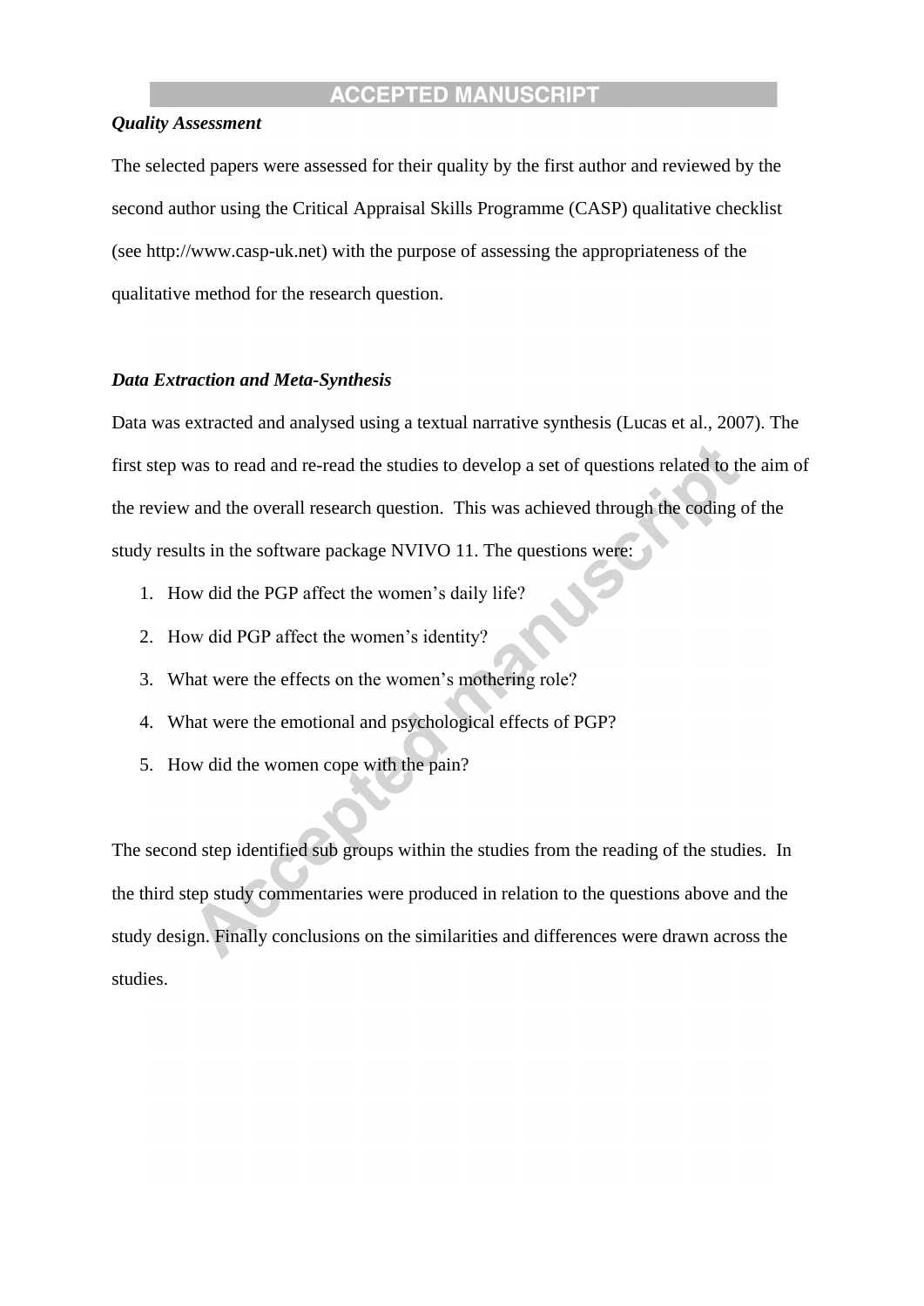***Quality Assessment***

The selected papers were assessed for their quality by the first author and reviewed by the second author using the Critical Appraisal Skills Programme (CASP) qualitative checklist (see http://www.casp-uk.net) with the purpose of assessing the appropriateness of the qualitative method for the research question.

***Data Extraction and Meta-Synthesis***

Data was extracted and analysed using a textual narrative synthesis (Lucas et al., 2007). The first step was to read and re-read the studies to develop a set of questions related to the aim of the review and the overall research question. This was achieved through the coding of the study results in the software package NVIVO 11. The questions were:

1. How did the PGP affect the women's daily life?
2. How did PGP affect the women's identity?
3. What were the effects on the women's mothering role?
4. What were the emotional and psychological effects of PGP?
5. How did the women cope with the pain?

The second step identified sub groups within the studies from the reading of the studies. In the third step study commentaries were produced in relation to the questions above and the study design. Finally conclusions on the similarities and differences were drawn across the studies.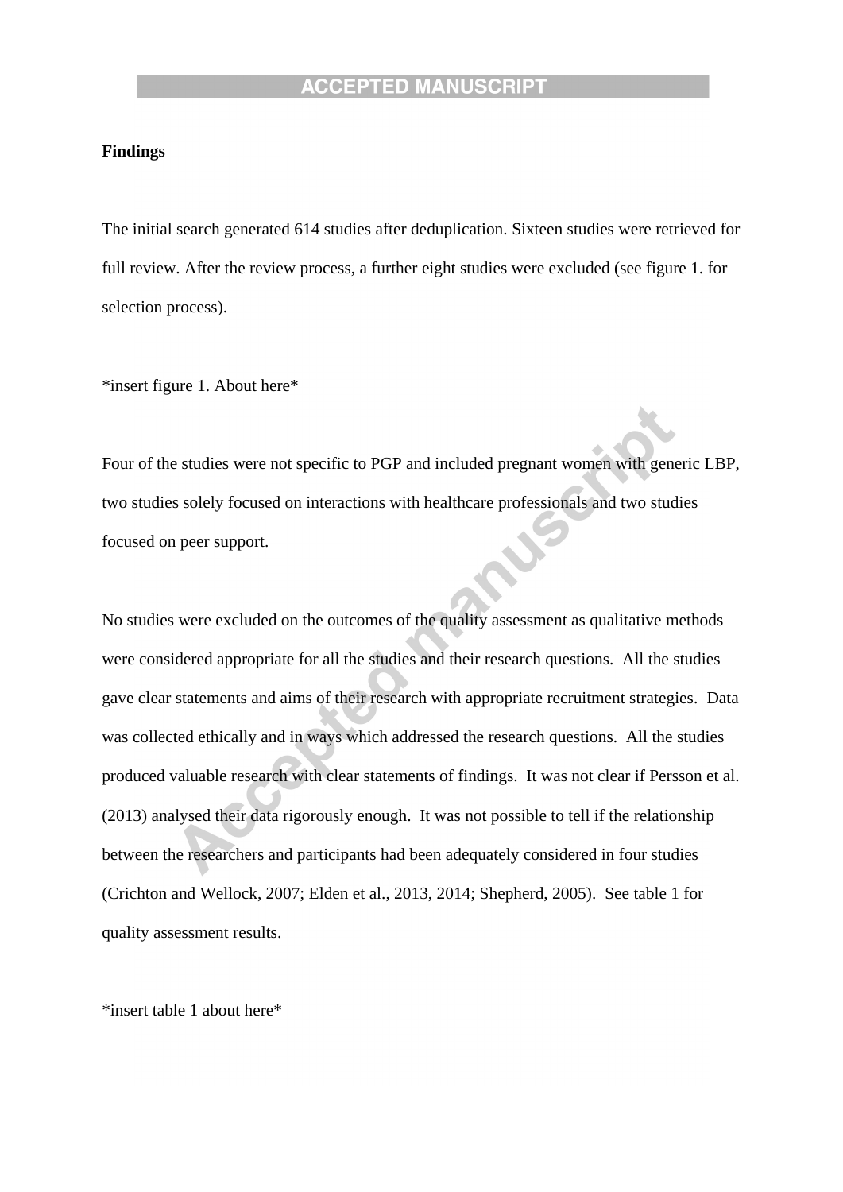**Findings**

The initial search generated 614 studies after deduplication. Sixteen studies were retrieved for full review. After the review process, a further eight studies were excluded (see figure 1. for selection process).

*insert figure 1. About here*

Four of the studies were not specific to PGP and included pregnant women with generic LBP, two studies solely focused on interactions with healthcare professionals and two studies focused on peer support.

No studies were excluded on the outcomes of the quality assessment as qualitative methods were considered appropriate for all the studies and their research questions. All the studies gave clear statements and aims of their research with appropriate recruitment strategies. Data was collected ethically and in ways which addressed the research questions. All the studies produced valuable research with clear statements of findings. It was not clear if Persson et al. (2013) analysed their data rigorously enough. It was not possible to tell if the relationship between the researchers and participants had been adequately considered in four studies (Crichton and Wellock, 2007; Elden et al., 2013, 2014; Shepherd, 2005). See table 1 for quality assessment results.

*insert table 1 about here*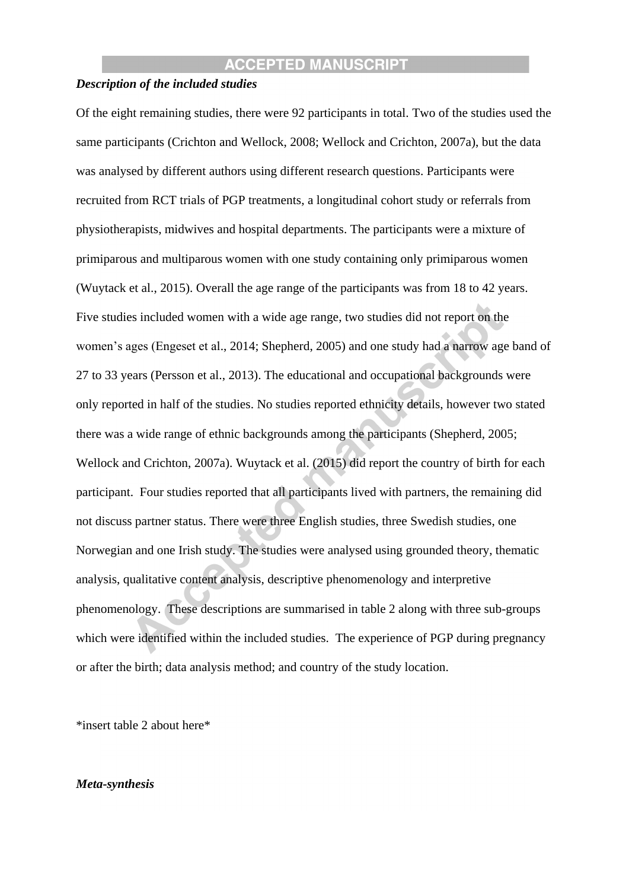***Description of the included studies***

Of the eight remaining studies, there were 92 participants in total. Two of the studies used the same participants (Crichton and Wellock, 2008; Wellock and Crichton, 2007a), but the data was analysed by different authors using different research questions. Participants were recruited from RCT trials of PGP treatments, a longitudinal cohort study or referrals from physiotherapists, midwives and hospital departments. The participants were a mixture of primiparous and multiparous women with one study containing only primiparous women (Wuytack et al., 2015). Overall the age range of the participants was from 18 to 42 years. Five studies included women with a wide age range, two studies did not report on the women's ages (Engeset et al., 2014; Shepherd, 2005) and one study had a narrow age band of 27 to 33 years (Persson et al., 2013). The educational and occupational backgrounds were only reported in half of the studies. No studies reported ethnicity details, however two stated there was a wide range of ethnic backgrounds among the participants (Shepherd, 2005; Wellock and Crichton, 2007a). Wuytack et al. (2015) did report the country of birth for each participant. Four studies reported that all participants lived with partners, the remaining did not discuss partner status. There were three English studies, three Swedish studies, one Norwegian and one Irish study. The studies were analysed using grounded theory, thematic analysis, qualitative content analysis, descriptive phenomenology and interpretive phenomenology. These descriptions are summarised in table 2 along with three sub-groups which were identified within the included studies. The experience of PGP during pregnancy or after the birth; data analysis method; and country of the study location.

*insert table 2 about here*

***Meta-synthesis***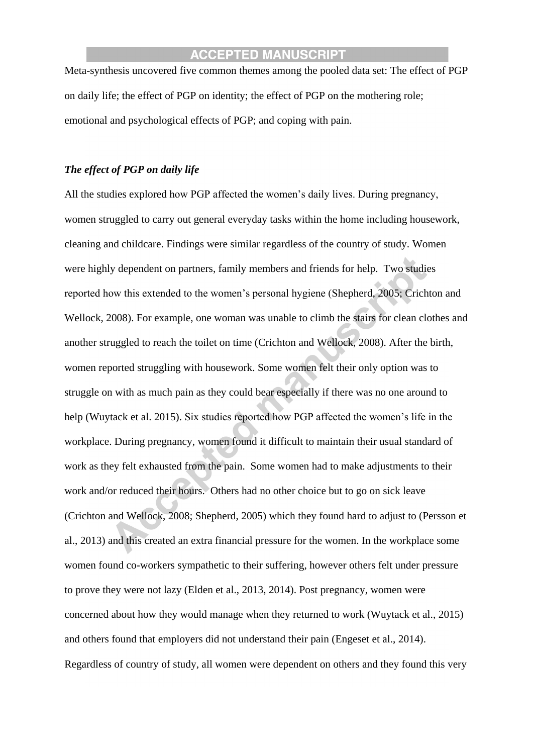Meta-synthesis uncovered five common themes among the pooled data set: The effect of PGP on daily life; the effect of PGP on identity; the effect of PGP on the mothering role; emotional and psychological effects of PGP; and coping with pain.

***The effect of PGP on daily life***

All the studies explored how PGP affected the women's daily lives. During pregnancy, women struggled to carry out general everyday tasks within the home including housework, cleaning and childcare. Findings were similar regardless of the country of study. Women were highly dependent on partners, family members and friends for help. Two studies reported how this extended to the women's personal hygiene (Shepherd, 2005; Crichton and Wellock, 2008). For example, one woman was unable to climb the stairs for clean clothes and another struggled to reach the toilet on time (Crichton and Wellock, 2008). After the birth, women reported struggling with housework. Some women felt their only option was to struggle on with as much pain as they could bear especially if there was no one around to help (Wuytack et al. 2015). Six studies reported how PGP affected the women's life in the workplace. During pregnancy, women found it difficult to maintain their usual standard of work as they felt exhausted from the pain. Some women had to make adjustments to their work and/or reduced their hours. Others had no other choice but to go on sick leave (Crichton and Wellock, 2008; Shepherd, 2005) which they found hard to adjust to (Persson et al., 2013) and this created an extra financial pressure for the women. In the workplace some women found co-workers sympathetic to their suffering, however others felt under pressure to prove they were not lazy (Elden et al., 2013, 2014). Post pregnancy, women were concerned about how they would manage when they returned to work (Wuytack et al., 2015) and others found that employers did not understand their pain (Engeset et al., 2014). Regardless of country of study, all women were dependent on others and they found this very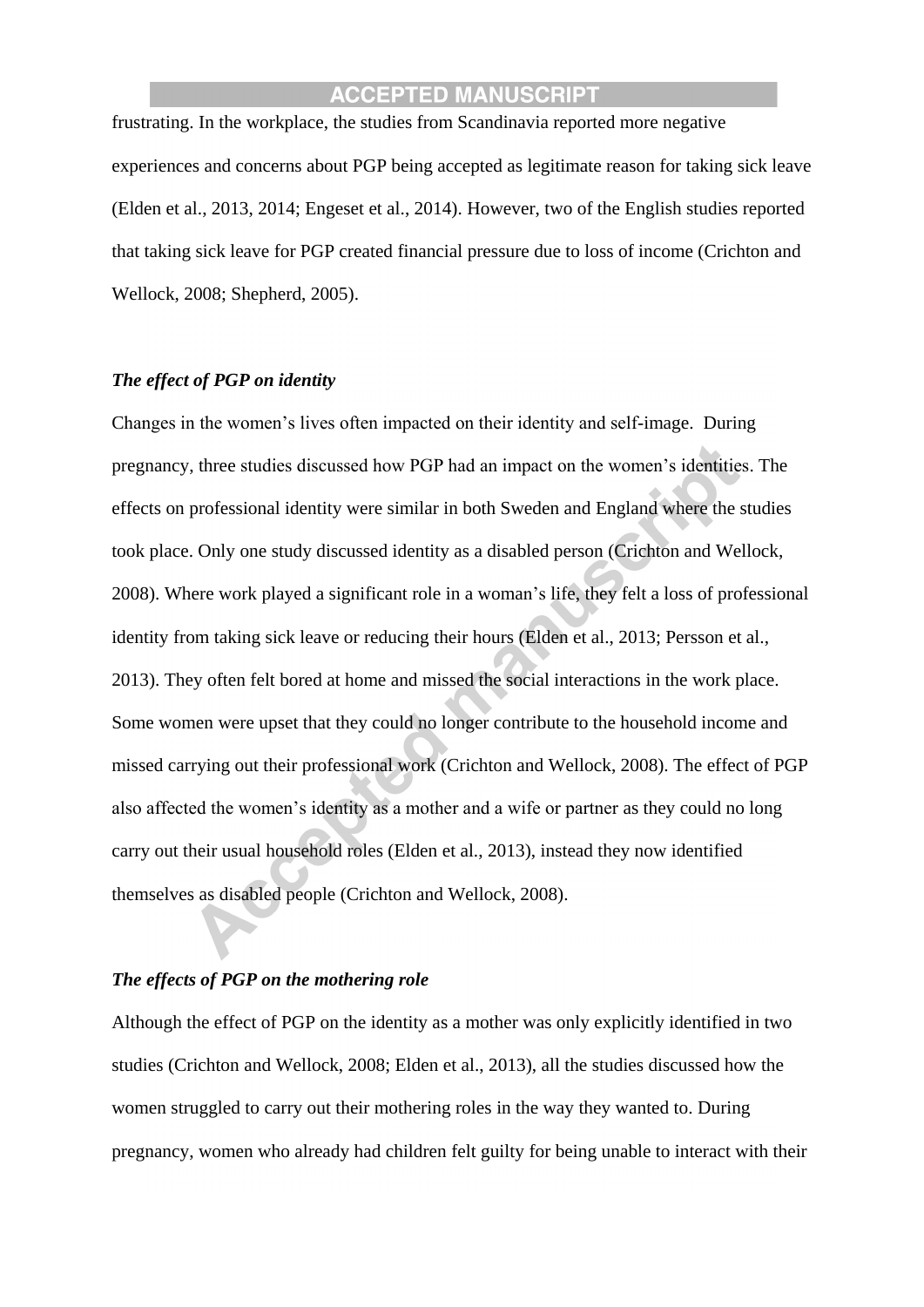frustrating. In the workplace, the studies from Scandinavia reported more negative experiences and concerns about PGP being accepted as legitimate reason for taking sick leave (Elden et al., 2013, 2014; Engeset et al., 2014). However, two of the English studies reported that taking sick leave for PGP created financial pressure due to loss of income (Crichton and Wellock, 2008; Shepherd, 2005).

### *The effect of PGP on identity*

Changes in the women's lives often impacted on their identity and self-image. During pregnancy, three studies discussed how PGP had an impact on the women's identities. The effects on professional identity were similar in both Sweden and England where the studies took place. Only one study discussed identity as a disabled person (Crichton and Wellock, 2008). Where work played a significant role in a woman's life, they felt a loss of professional identity from taking sick leave or reducing their hours (Elden et al., 2013; Persson et al., 2013). They often felt bored at home and missed the social interactions in the work place. Some women were upset that they could no longer contribute to the household income and missed carrying out their professional work (Crichton and Wellock, 2008). The effect of PGP also affected the women's identity as a mother and a wife or partner as they could no long carry out their usual household roles (Elden et al., 2013), instead they now identified themselves as disabled people (Crichton and Wellock, 2008).

### *The effects of PGP on the mothering role*

Although the effect of PGP on the identity as a mother was only explicitly identified in two studies (Crichton and Wellock, 2008; Elden et al., 2013), all the studies discussed how the women struggled to carry out their mothering roles in the way they wanted to. During pregnancy, women who already had children felt guilty for being unable to interact with their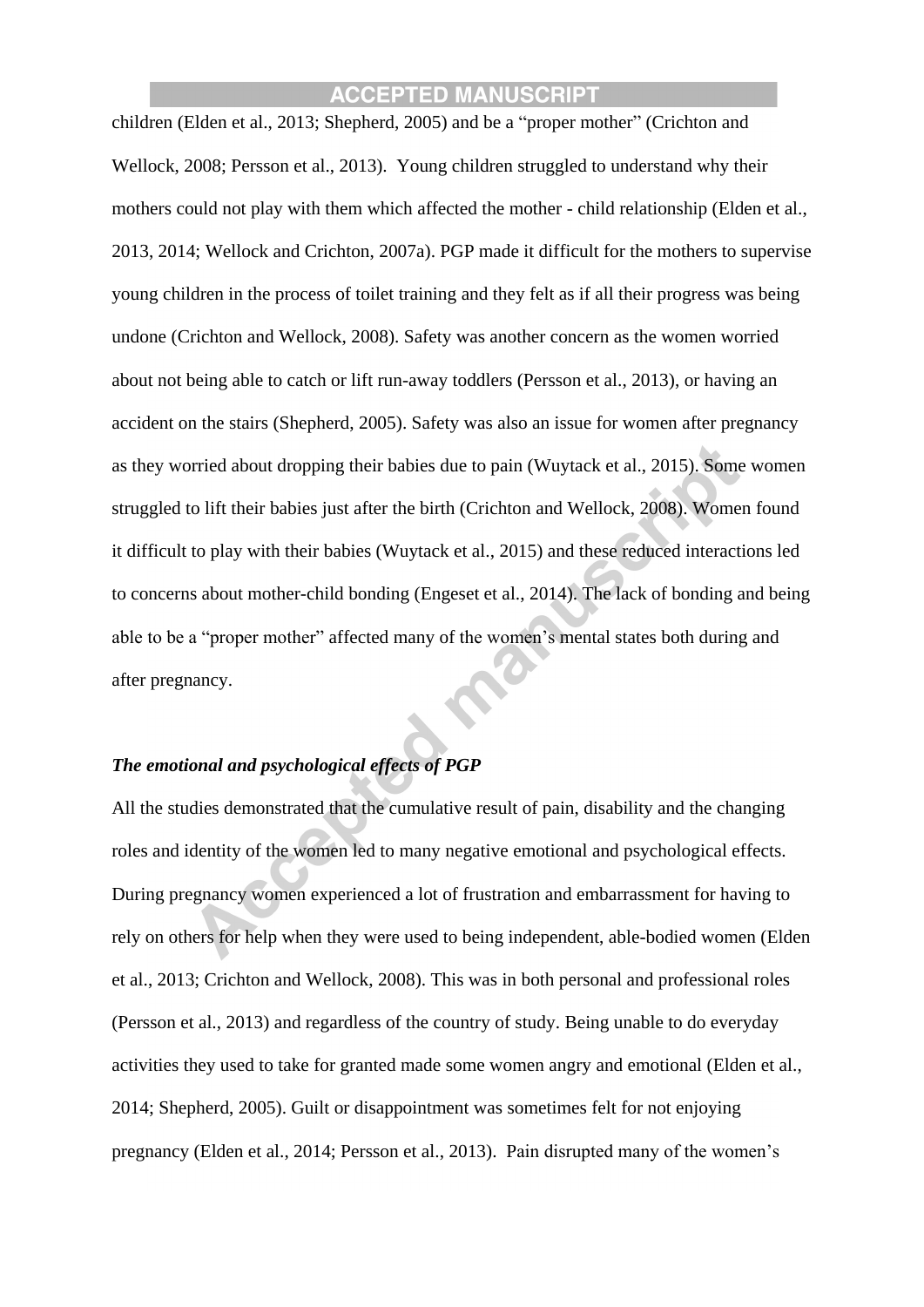children (Elden et al., 2013; Shepherd, 2005) and be a "proper mother" (Crichton and Wellock, 2008; Persson et al., 2013). Young children struggled to understand why their mothers could not play with them which affected the mother - child relationship (Elden et al., 2013, 2014; Wellock and Crichton, 2007a). PGP made it difficult for the mothers to supervise young children in the process of toilet training and they felt as if all their progress was being undone (Crichton and Wellock, 2008). Safety was another concern as the women worried about not being able to catch or lift run-away toddlers (Persson et al., 2013), or having an accident on the stairs (Shepherd, 2005). Safety was also an issue for women after pregnancy as they worried about dropping their babies due to pain (Wuytack et al., 2015). Some women struggled to lift their babies just after the birth (Crichton and Wellock, 2008). Women found it difficult to play with their babies (Wuytack et al., 2015) and these reduced interactions led to concerns about mother-child bonding (Engeset et al., 2014). The lack of bonding and being able to be a "proper mother" affected many of the women's mental states both during and after pregnancy.

***The emotional and psychological effects of PGP***

All the studies demonstrated that the cumulative result of pain, disability and the changing roles and identity of the women led to many negative emotional and psychological effects. During pregnancy women experienced a lot of frustration and embarrassment for having to rely on others for help when they were used to being independent, able-bodied women (Elden et al., 2013; Crichton and Wellock, 2008). This was in both personal and professional roles (Persson et al., 2013) and regardless of the country of study. Being unable to do everyday activities they used to take for granted made some women angry and emotional (Elden et al., 2014; Shepherd, 2005). Guilt or disappointment was sometimes felt for not enjoying pregnancy (Elden et al., 2014; Persson et al., 2013). Pain disrupted many of the women's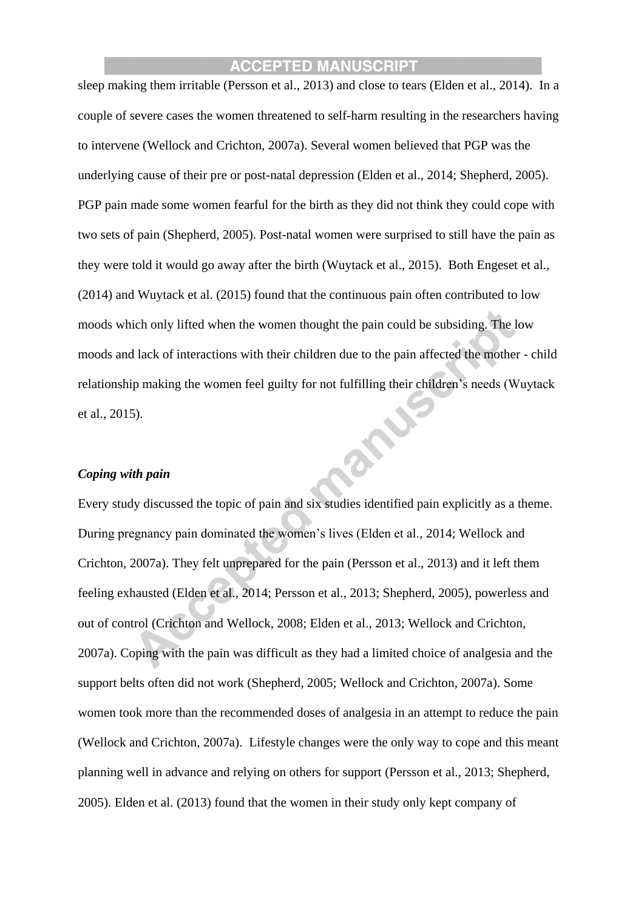sleep making them irritable (Persson et al., 2013) and close to tears (Elden et al., 2014). In a couple of severe cases the women threatened to self-harm resulting in the researchers having to intervene (Wellock and Crichton, 2007a). Several women believed that PGP was the underlying cause of their pre or post-natal depression (Elden et al., 2014; Shepherd, 2005). PGP pain made some women fearful for the birth as they did not think they could cope with two sets of pain (Shepherd, 2005). Post-natal women were surprised to still have the pain as they were told it would go away after the birth (Wuytack et al., 2015). Both Engeset et al., (2014) and Wuytack et al. (2015) found that the continuous pain often contributed to low moods which only lifted when the women thought the pain could be subsiding. The low moods and lack of interactions with their children due to the pain affected the mother - child relationship making the women feel guilty for not fulfilling their children's needs (Wuytack et al., 2015).

***Coping with pain***

Every study discussed the topic of pain and six studies identified pain explicitly as a theme. During pregnancy pain dominated the women's lives (Elden et al., 2014; Wellock and Crichton, 2007a). They felt unprepared for the pain (Persson et al., 2013) and it left them feeling exhausted (Elden et al., 2014; Persson et al., 2013; Shepherd, 2005), powerless and out of control (Crichton and Wellock, 2008; Elden et al., 2013; Wellock and Crichton, 2007a). Coping with the pain was difficult as they had a limited choice of analgesia and the support belts often did not work (Shepherd, 2005; Wellock and Crichton, 2007a). Some women took more than the recommended doses of analgesia in an attempt to reduce the pain (Wellock and Crichton, 2007a). Lifestyle changes were the only way to cope and this meant planning well in advance and relying on others for support (Persson et al., 2013; Shepherd, 2005). Elden et al. (2013) found that the women in their study only kept company of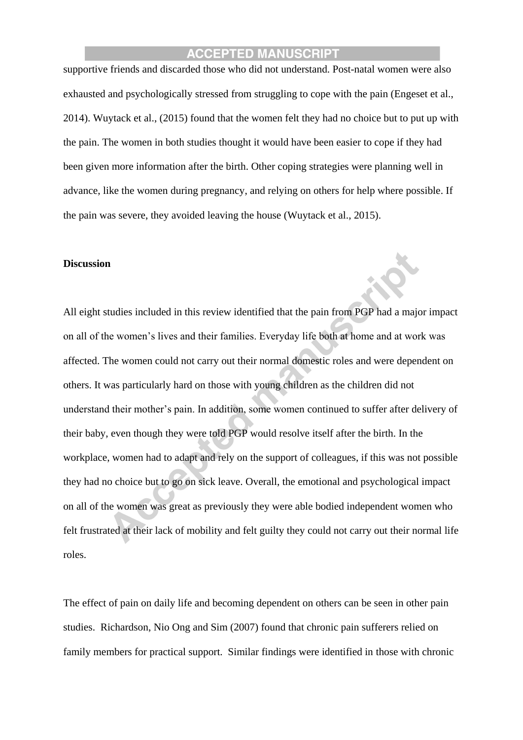supportive friends and discarded those who did not understand. Post-natal women were also exhausted and psychologically stressed from struggling to cope with the pain (Engeset et al., 2014). Wuytack et al., (2015) found that the women felt they had no choice but to put up with the pain. The women in both studies thought it would have been easier to cope if they had been given more information after the birth. Other coping strategies were planning well in advance, like the women during pregnancy, and relying on others for help where possible. If the pain was severe, they avoided leaving the house (Wuytack et al., 2015).

**Discussion**

All eight studies included in this review identified that the pain from PGP had a major impact on all of the women's lives and their families. Everyday life both at home and at work was affected. The women could not carry out their normal domestic roles and were dependent on others. It was particularly hard on those with young children as the children did not understand their mother's pain. In addition, some women continued to suffer after delivery of their baby, even though they were told PGP would resolve itself after the birth. In the workplace, women had to adapt and rely on the support of colleagues, if this was not possible they had no choice but to go on sick leave. Overall, the emotional and psychological impact on all of the women was great as previously they were able bodied independent women who felt frustrated at their lack of mobility and felt guilty they could not carry out their normal life roles.

The effect of pain on daily life and becoming dependent on others can be seen in other pain studies. Richardson, Nio Ong and Sim (2007) found that chronic pain sufferers relied on family members for practical support. Similar findings were identified in those with chronic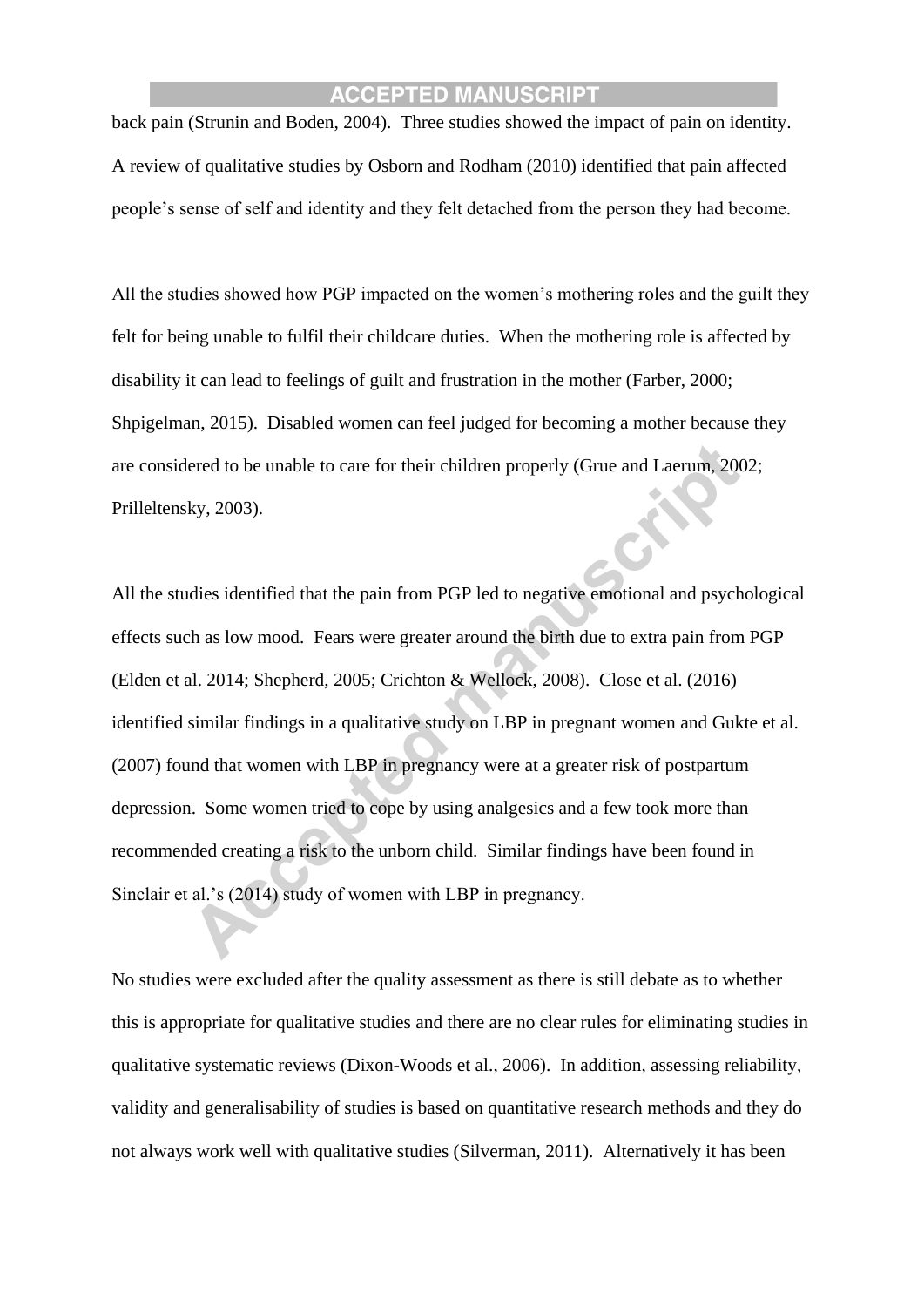back pain (Strunin and Boden, 2004). Three studies showed the impact of pain on identity. A review of qualitative studies by Osborn and Rodham (2010) identified that pain affected people's sense of self and identity and they felt detached from the person they had become.

All the studies showed how PGP impacted on the women's mothering roles and the guilt they felt for being unable to fulfil their childcare duties. When the mothering role is affected by disability it can lead to feelings of guilt and frustration in the mother (Farber, 2000; Shpigelman, 2015). Disabled women can feel judged for becoming a mother because they are considered to be unable to care for their children properly (Grue and Laerum, 2002; Prilleltensky, 2003).

All the studies identified that the pain from PGP led to negative emotional and psychological effects such as low mood. Fears were greater around the birth due to extra pain from PGP (Elden et al. 2014; Shepherd, 2005; Crichton & Wellock, 2008). Close et al. (2016) identified similar findings in a qualitative study on LBP in pregnant women and Gukte et al. (2007) found that women with LBP in pregnancy were at a greater risk of postpartum depression. Some women tried to cope by using analgesics and a few took more than recommended creating a risk to the unborn child. Similar findings have been found in Sinclair et al.'s (2014) study of women with LBP in pregnancy.

No studies were excluded after the quality assessment as there is still debate as to whether this is appropriate for qualitative studies and there are no clear rules for eliminating studies in qualitative systematic reviews (Dixon-Woods et al., 2006). In addition, assessing reliability, validity and generalisability of studies is based on quantitative research methods and they do not always work well with qualitative studies (Silverman, 2011). Alternatively it has been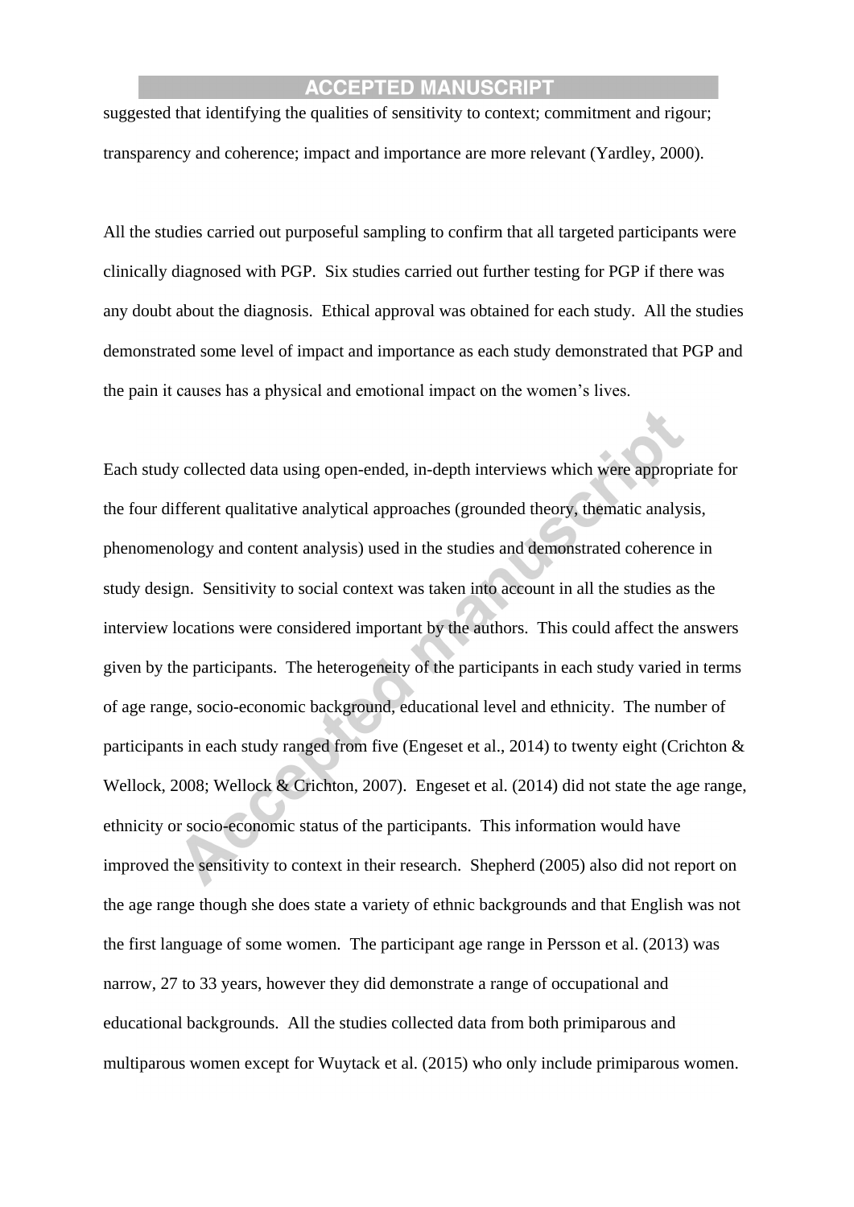suggested that identifying the qualities of sensitivity to context; commitment and rigour; transparency and coherence; impact and importance are more relevant (Yardley, 2000).

All the studies carried out purposeful sampling to confirm that all targeted participants were clinically diagnosed with PGP. Six studies carried out further testing for PGP if there was any doubt about the diagnosis. Ethical approval was obtained for each study. All the studies demonstrated some level of impact and importance as each study demonstrated that PGP and the pain it causes has a physical and emotional impact on the women's lives.

Each study collected data using open-ended, in-depth interviews which were appropriate for the four different qualitative analytical approaches (grounded theory, thematic analysis, phenomenology and content analysis) used in the studies and demonstrated coherence in study design. Sensitivity to social context was taken into account in all the studies as the interview locations were considered important by the authors. This could affect the answers given by the participants. The heterogeneity of the participants in each study varied in terms of age range, socio-economic background, educational level and ethnicity. The number of participants in each study ranged from five (Engeset et al., 2014) to twenty eight (Crichton & Wellock, 2008; Wellock & Crichton, 2007). Engeset et al. (2014) did not state the age range, ethnicity or socio-economic status of the participants. This information would have improved the sensitivity to context in their research. Shepherd (2005) also did not report on the age range though she does state a variety of ethnic backgrounds and that English was not the first language of some women. The participant age range in Persson et al. (2013) was narrow, 27 to 33 years, however they did demonstrate a range of occupational and educational backgrounds. All the studies collected data from both primiparous and multiparous women except for Wuytack et al. (2015) who only include primiparous women.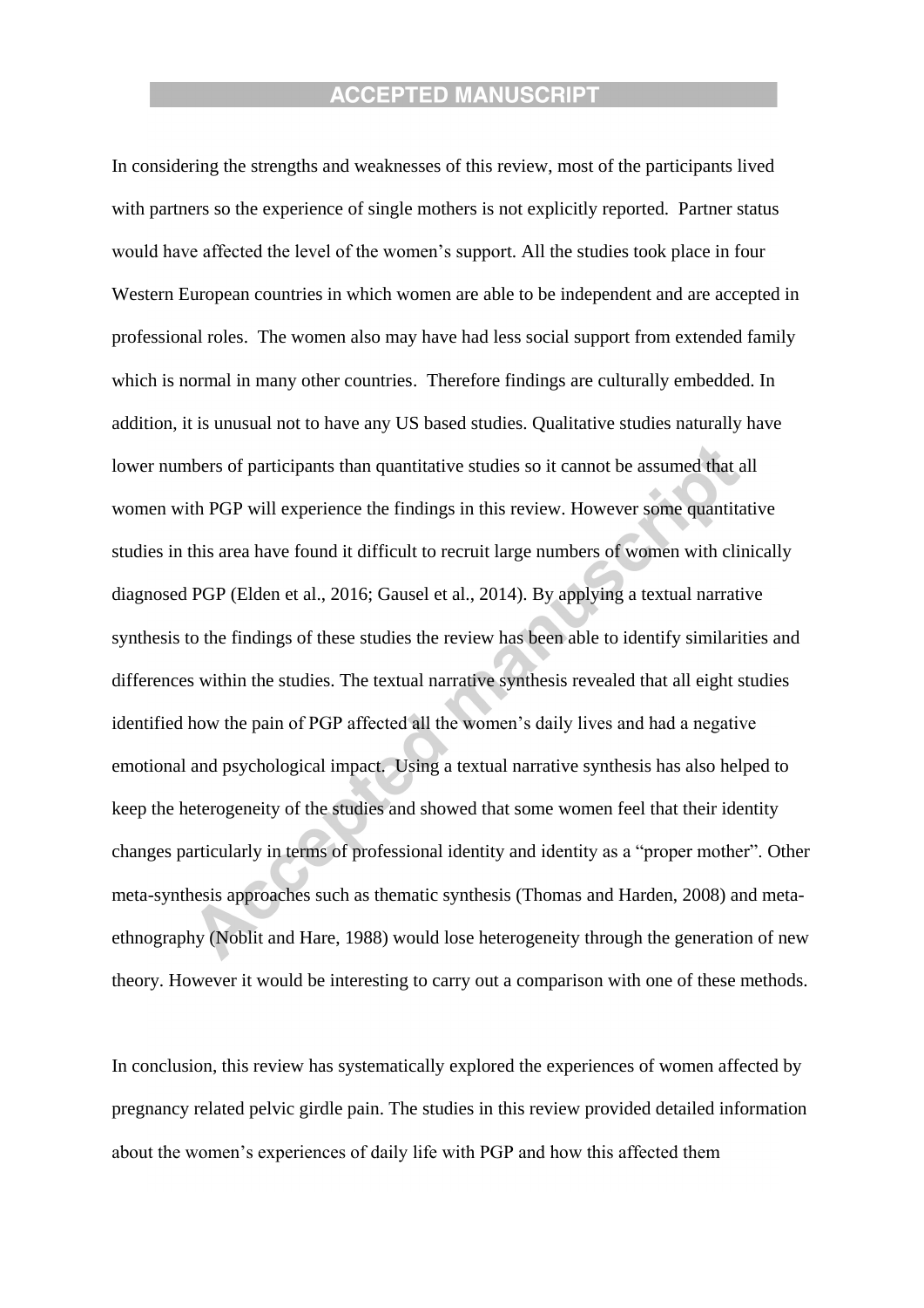In considering the strengths and weaknesses of this review, most of the participants lived with partners so the experience of single mothers is not explicitly reported. Partner status would have affected the level of the women's support. All the studies took place in four Western European countries in which women are able to be independent and are accepted in professional roles. The women also may have had less social support from extended family which is normal in many other countries. Therefore findings are culturally embedded. In addition, it is unusual not to have any US based studies. Qualitative studies naturally have lower numbers of participants than quantitative studies so it cannot be assumed that all women with PGP will experience the findings in this review. However some quantitative studies in this area have found it difficult to recruit large numbers of women with clinically diagnosed PGP (Elden et al., 2016; Gausel et al., 2014). By applying a textual narrative synthesis to the findings of these studies the review has been able to identify similarities and differences within the studies. The textual narrative synthesis revealed that all eight studies identified how the pain of PGP affected all the women's daily lives and had a negative emotional and psychological impact. Using a textual narrative synthesis has also helped to keep the heterogeneity of the studies and showed that some women feel that their identity changes particularly in terms of professional identity and identity as a "proper mother". Other meta-synthesis approaches such as thematic synthesis (Thomas and Harden, 2008) and meta-ethnography (Noblit and Hare, 1988) would lose heterogeneity through the generation of new theory. However it would be interesting to carry out a comparison with one of these methods.

In conclusion, this review has systematically explored the experiences of women affected by pregnancy related pelvic girdle pain. The studies in this review provided detailed information about the women's experiences of daily life with PGP and how this affected them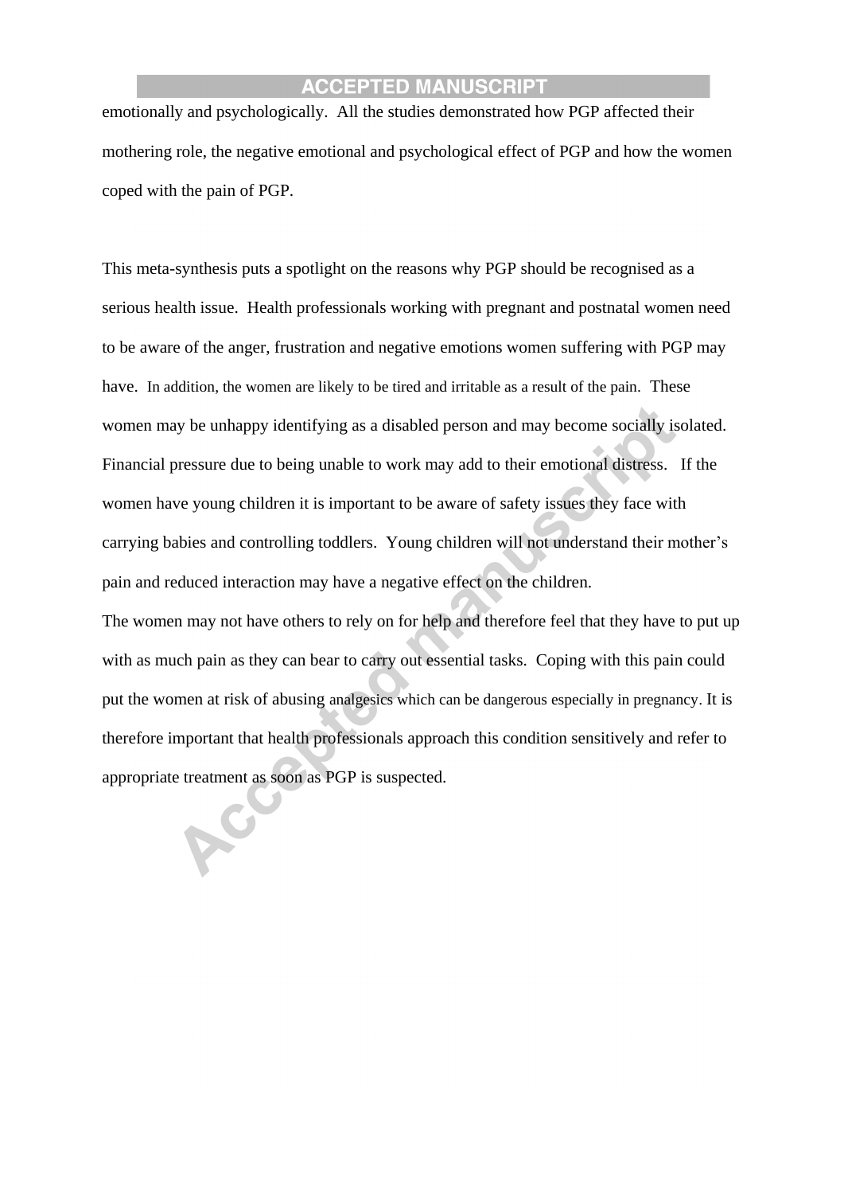emotionally and psychologically. All the studies demonstrated how PGP affected their mothering role, the negative emotional and psychological effect of PGP and how the women coped with the pain of PGP.

This meta-synthesis puts a spotlight on the reasons why PGP should be recognised as a serious health issue. Health professionals working with pregnant and postnatal women need to be aware of the anger, frustration and negative emotions women suffering with PGP may have. In addition, the women are likely to be tired and irritable as a result of the pain. These women may be unhappy identifying as a disabled person and may become socially isolated. Financial pressure due to being unable to work may add to their emotional distress. If the women have young children it is important to be aware of safety issues they face with carrying babies and controlling toddlers. Young children will not understand their mother's pain and reduced interaction may have a negative effect on the children.
The women may not have others to rely on for help and therefore feel that they have to put up with as much pain as they can bear to carry out essential tasks. Coping with this pain could put the women at risk of abusing analgesics which can be dangerous especially in pregnancy. It is therefore important that health professionals approach this condition sensitively and refer to appropriate treatment as soon as PGP is suspected.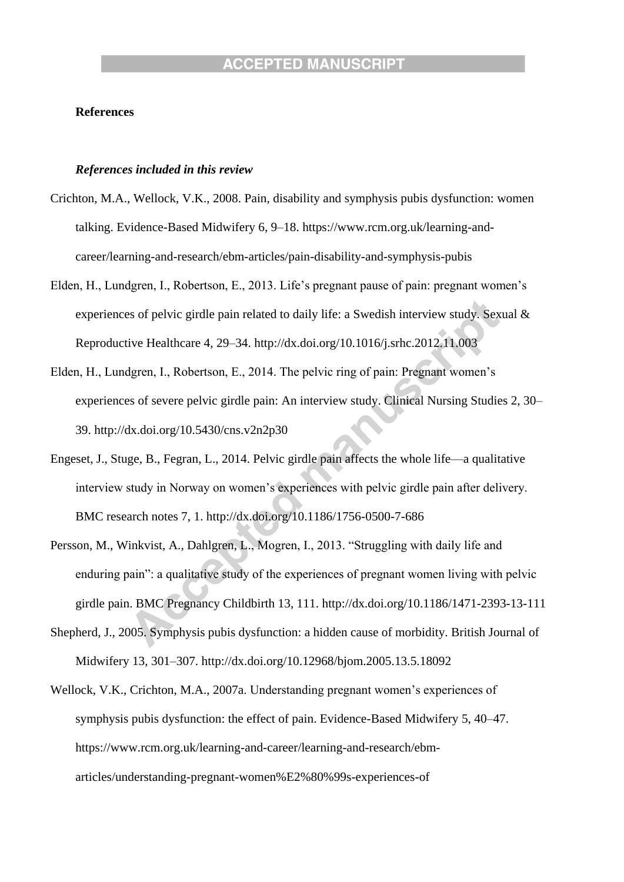**References**

***References included in this review***

Crichton, M.A., Wellock, V.K., 2008. Pain, disability and symphysis pubis dysfunction: women talking. Evidence-Based Midwifery 6, 9–18. https://www.rcm.org.uk/learning-and-career/learning-and-research/ebm-articles/pain-disability-and-symphysis-pubis

Elden, H., Lundgren, I., Robertson, E., 2013. Life's pregnant pause of pain: pregnant women's experiences of pelvic girdle pain related to daily life: a Swedish interview study. Sexual & Reproductive Healthcare 4, 29–34. http://dx.doi.org/10.1016/j.srhc.2012.11.003

Elden, H., Lundgren, I., Robertson, E., 2014. The pelvic ring of pain: Pregnant women's experiences of severe pelvic girdle pain: An interview study. Clinical Nursing Studies 2, 30–39. http://dx.doi.org/10.5430/cns.v2n2p30

Engeset, J., Stuge, B., Fegran, L., 2014. Pelvic girdle pain affects the whole life—a qualitative interview study in Norway on women's experiences with pelvic girdle pain after delivery. BMC research notes 7, 1. http://dx.doi.org/10.1186/1756-0500-7-686

Persson, M., Winkvist, A., Dahlgren, L., Mogren, I., 2013. "Struggling with daily life and enduring pain": a qualitative study of the experiences of pregnant women living with pelvic girdle pain. BMC Pregnancy Childbirth 13, 111. http://dx.doi.org/10.1186/1471-2393-13-111

Shepherd, J., 2005. Symphysis pubis dysfunction: a hidden cause of morbidity. British Journal of Midwifery 13, 301–307. http://dx.doi.org/10.12968/bjom.2005.13.5.18092

Wellock, V.K., Crichton, M.A., 2007a. Understanding pregnant women's experiences of symphysis pubis dysfunction: the effect of pain. Evidence-Based Midwifery 5, 40–47. https://www.rcm.org.uk/learning-and-career/learning-and-research/ebm-articles/understanding-pregnant-women%E2%80%99s-experiences-of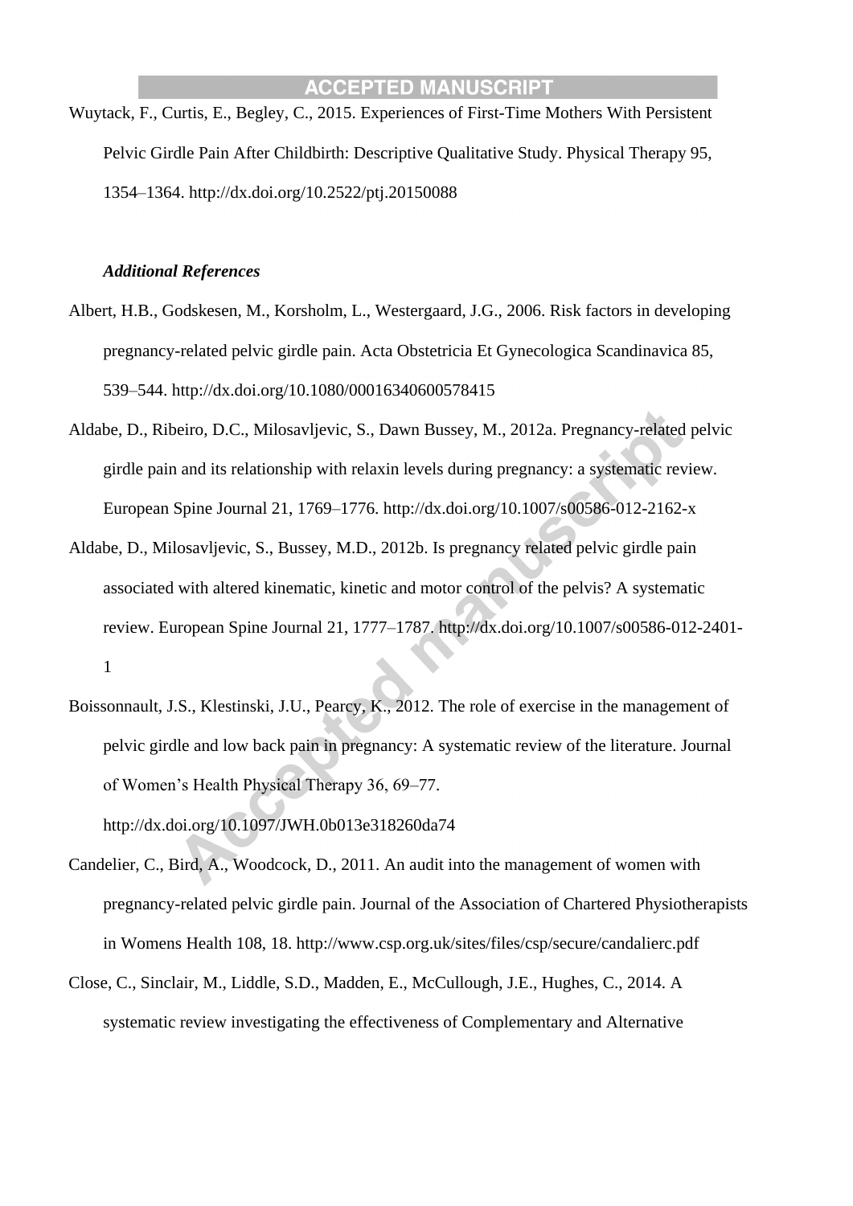Wuytack, F., Curtis, E., Begley, C., 2015. Experiences of First-Time Mothers With Persistent Pelvic Girdle Pain After Childbirth: Descriptive Qualitative Study. Physical Therapy 95, 1354–1364. http://dx.doi.org/10.2522/ptj.20150088

***Additional References***

Albert, H.B., Godskesen, M., Korsholm, L., Westergaard, J.G., 2006. Risk factors in developing pregnancy-related pelvic girdle pain. Acta Obstetricia Et Gynecologica Scandinavica 85, 539–544. http://dx.doi.org/10.1080/00016340600578415

Aldabe, D., Ribeiro, D.C., Milosavljevic, S., Dawn Bussey, M., 2012a. Pregnancy-related pelvic girdle pain and its relationship with relaxin levels during pregnancy: a systematic review. European Spine Journal 21, 1769–1776. http://dx.doi.org/10.1007/s00586-012-2162-x

Aldabe, D., Milosavljevic, S., Bussey, M.D., 2012b. Is pregnancy related pelvic girdle pain associated with altered kinematic, kinetic and motor control of the pelvis? A systematic review. European Spine Journal 21, 1777–1787. http://dx.doi.org/10.1007/s00586-012-2401-1

Boissonnault, J.S., Klestinski, J.U., Pearcy, K., 2012. The role of exercise in the management of pelvic girdle and low back pain in pregnancy: A systematic review of the literature. Journal of Women's Health Physical Therapy 36, 69–77. http://dx.doi.org/10.1097/JWH.0b013e318260da74

Candelier, C., Bird, A., Woodcock, D., 2011. An audit into the management of women with pregnancy-related pelvic girdle pain. Journal of the Association of Chartered Physiotherapists in Womens Health 108, 18. http://www.csp.org.uk/sites/files/csp/secure/candalierc.pdf

Close, C., Sinclair, M., Liddle, S.D., Madden, E., McCullough, J.E., Hughes, C., 2014. A systematic review investigating the effectiveness of Complementary and Alternative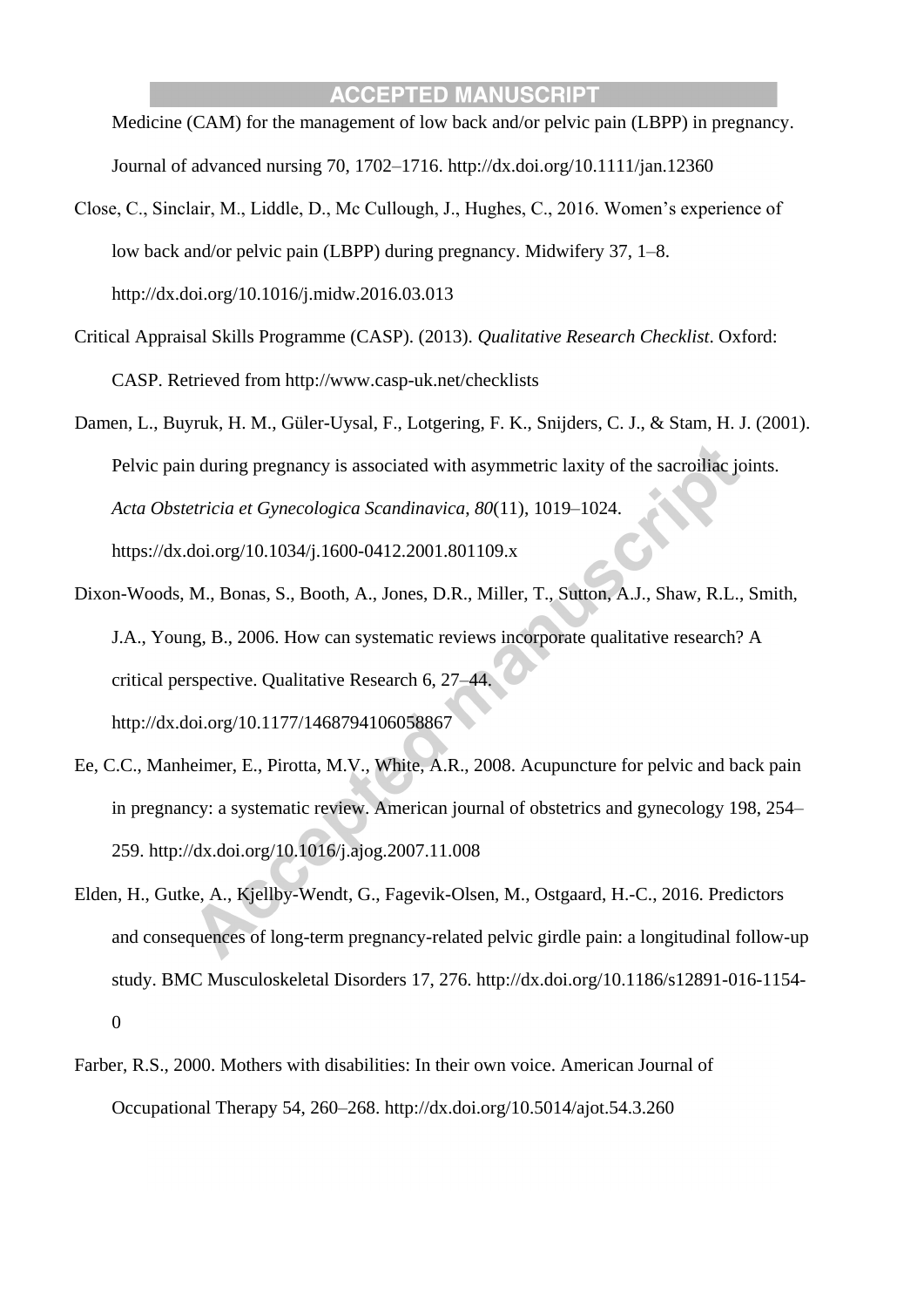Medicine (CAM) for the management of low back and/or pelvic pain (LBPP) in pregnancy. Journal of advanced nursing 70, 1702–1716. http://dx.doi.org/10.1111/jan.12360

Close, C., Sinclair, M., Liddle, D., Mc Cullough, J., Hughes, C., 2016. Women's experience of low back and/or pelvic pain (LBPP) during pregnancy. Midwifery 37, 1–8. http://dx.doi.org/10.1016/j.midw.2016.03.013

Critical Appraisal Skills Programme (CASP). (2013). *Qualitative Research Checklist*. Oxford: CASP. Retrieved from http://www.casp-uk.net/checklists

Damen, L., Buyruk, H. M., Güler-Uysal, F., Lotgering, F. K., Snijders, C. J., & Stam, H. J. (2001). Pelvic pain during pregnancy is associated with asymmetric laxity of the sacroiliac joints. *Acta Obstetricia et Gynecologica Scandinavica*, *80*(11), 1019–1024. https://dx.doi.org/10.1034/j.1600-0412.2001.801109.x

Dixon-Woods, M., Bonas, S., Booth, A., Jones, D.R., Miller, T., Sutton, A.J., Shaw, R.L., Smith, J.A., Young, B., 2006. How can systematic reviews incorporate qualitative research? A critical perspective. Qualitative Research 6, 27–44. http://dx.doi.org/10.1177/1468794106058867

Ee, C.C., Manheimer, E., Pirotta, M.V., White, A.R., 2008. Acupuncture for pelvic and back pain in pregnancy: a systematic review. American journal of obstetrics and gynecology 198, 254–259. http://dx.doi.org/10.1016/j.ajog.2007.11.008

Elden, H., Gutke, A., Kjellby-Wendt, G., Fagevik-Olsen, M., Ostgaard, H.-C., 2016. Predictors and consequences of long-term pregnancy-related pelvic girdle pain: a longitudinal follow-up study. BMC Musculoskeletal Disorders 17, 276. http://dx.doi.org/10.1186/s12891-016-1154-0

Farber, R.S., 2000. Mothers with disabilities: In their own voice. American Journal of Occupational Therapy 54, 260–268. http://dx.doi.org/10.5014/ajot.54.3.260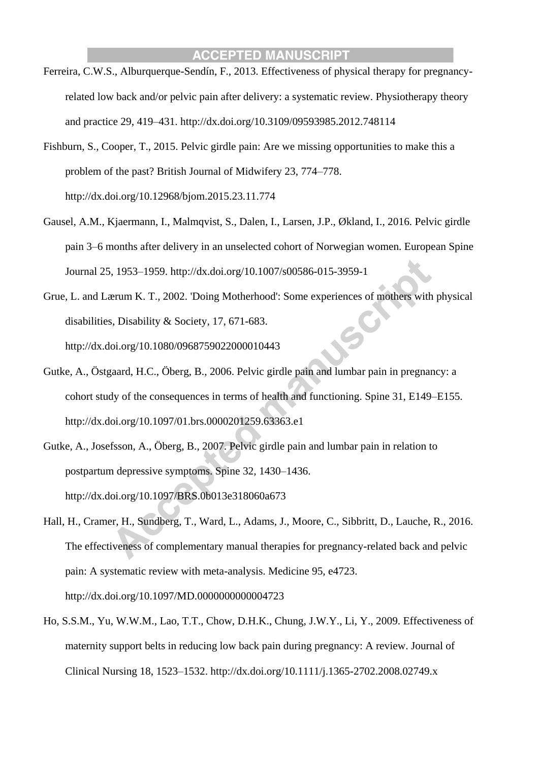Ferreira, C.W.S., Alburquerque-Sendín, F., 2013. Effectiveness of physical therapy for pregnancy-related low back and/or pelvic pain after delivery: a systematic review. Physiotherapy theory and practice 29, 419–431. http://dx.doi.org/10.3109/09593985.2012.748114

Fishburn, S., Cooper, T., 2015. Pelvic girdle pain: Are we missing opportunities to make this a problem of the past? British Journal of Midwifery 23, 774–778. http://dx.doi.org/10.12968/bjom.2015.23.11.774

Gausel, A.M., Kjaermann, I., Malmqvist, S., Dalen, I., Larsen, J.P., Økland, I., 2016. Pelvic girdle pain 3–6 months after delivery in an unselected cohort of Norwegian women. European Spine Journal 25, 1953–1959. http://dx.doi.org/10.1007/s00586-015-3959-1

Grue, L. and Lærum K. T., 2002. 'Doing Motherhood': Some experiences of mothers with physical disabilities, Disability & Society, 17, 671-683. http://dx.doi.org/10.1080/0968759022000010443

Gutke, A., Östgaard, H.C., Öberg, B., 2006. Pelvic girdle pain and lumbar pain in pregnancy: a cohort study of the consequences in terms of health and functioning. Spine 31, E149–E155. http://dx.doi.org/10.1097/01.brs.0000201259.63363.e1

Gutke, A., Josefsson, A., Öberg, B., 2007. Pelvic girdle pain and lumbar pain in relation to postpartum depressive symptoms. Spine 32, 1430–1436. http://dx.doi.org/10.1097/BRS.0b013e318060a673

Hall, H., Cramer, H., Sundberg, T., Ward, L., Adams, J., Moore, C., Sibbritt, D., Lauche, R., 2016. The effectiveness of complementary manual therapies for pregnancy-related back and pelvic pain: A systematic review with meta-analysis. Medicine 95, e4723. http://dx.doi.org/10.1097/MD.0000000000004723

Ho, S.S.M., Yu, W.W.M., Lao, T.T., Chow, D.H.K., Chung, J.W.Y., Li, Y., 2009. Effectiveness of maternity support belts in reducing low back pain during pregnancy: A review. Journal of Clinical Nursing 18, 1523–1532. http://dx.doi.org/10.1111/j.1365-2702.2008.02749.x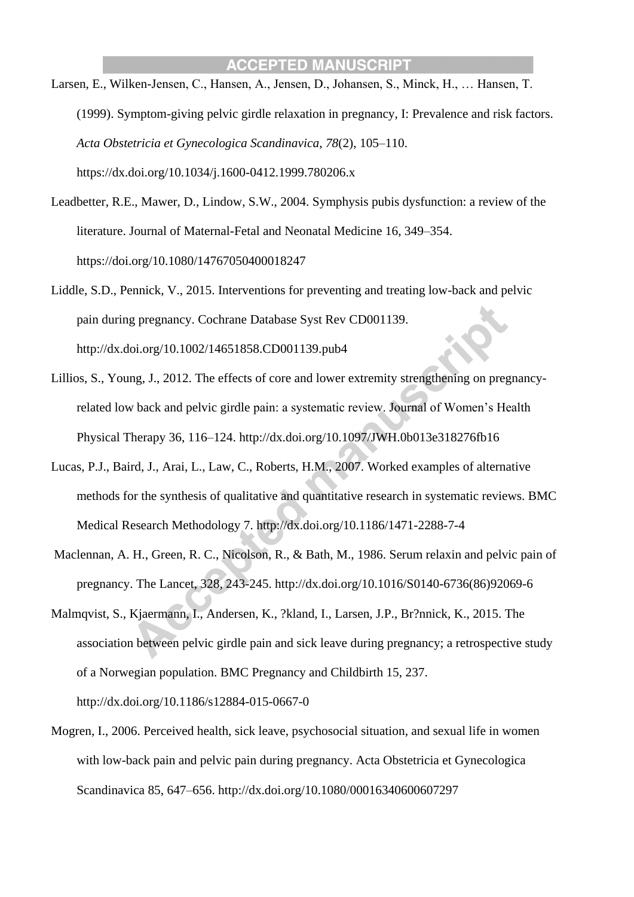Larsen, E., Wilken-Jensen, C., Hansen, A., Jensen, D., Johansen, S., Minck, H., … Hansen, T. (1999). Symptom-giving pelvic girdle relaxation in pregnancy, I: Prevalence and risk factors. *Acta Obstetricia et Gynecologica Scandinavica*, *78*(2), 105–110. https://dx.doi.org/10.1034/j.1600-0412.1999.780206.x

Leadbetter, R.E., Mawer, D., Lindow, S.W., 2004. Symphysis pubis dysfunction: a review of the literature. Journal of Maternal-Fetal and Neonatal Medicine 16, 349–354. https://doi.org/10.1080/14767050400018247

Liddle, S.D., Pennick, V., 2015. Interventions for preventing and treating low-back and pelvic pain during pregnancy. Cochrane Database Syst Rev CD001139. http://dx.doi.org/10.1002/14651858.CD001139.pub4

Lillios, S., Young, J., 2012. The effects of core and lower extremity strengthening on pregnancy-related low back and pelvic girdle pain: a systematic review. Journal of Women's Health Physical Therapy 36, 116–124. http://dx.doi.org/10.1097/JWH.0b013e318276fb16

Lucas, P.J., Baird, J., Arai, L., Law, C., Roberts, H.M., 2007. Worked examples of alternative methods for the synthesis of qualitative and quantitative research in systematic reviews. BMC Medical Research Methodology 7. http://dx.doi.org/10.1186/1471-2288-7-4

Maclennan, A. H., Green, R. C., Nicolson, R., & Bath, M., 1986. Serum relaxin and pelvic pain of pregnancy. The Lancet, 328, 243-245. http://dx.doi.org/10.1016/S0140-6736(86)92069-6

Malmqvist, S., Kjaermann, I., Andersen, K., ?kland, I., Larsen, J.P., Br?nnick, K., 2015. The association between pelvic girdle pain and sick leave during pregnancy; a retrospective study of a Norwegian population. BMC Pregnancy and Childbirth 15, 237. http://dx.doi.org/10.1186/s12884-015-0667-0

Mogren, I., 2006. Perceived health, sick leave, psychosocial situation, and sexual life in women with low-back pain and pelvic pain during pregnancy. Acta Obstetricia et Gynecologica Scandinavica 85, 647–656. http://dx.doi.org/10.1080/00016340600607297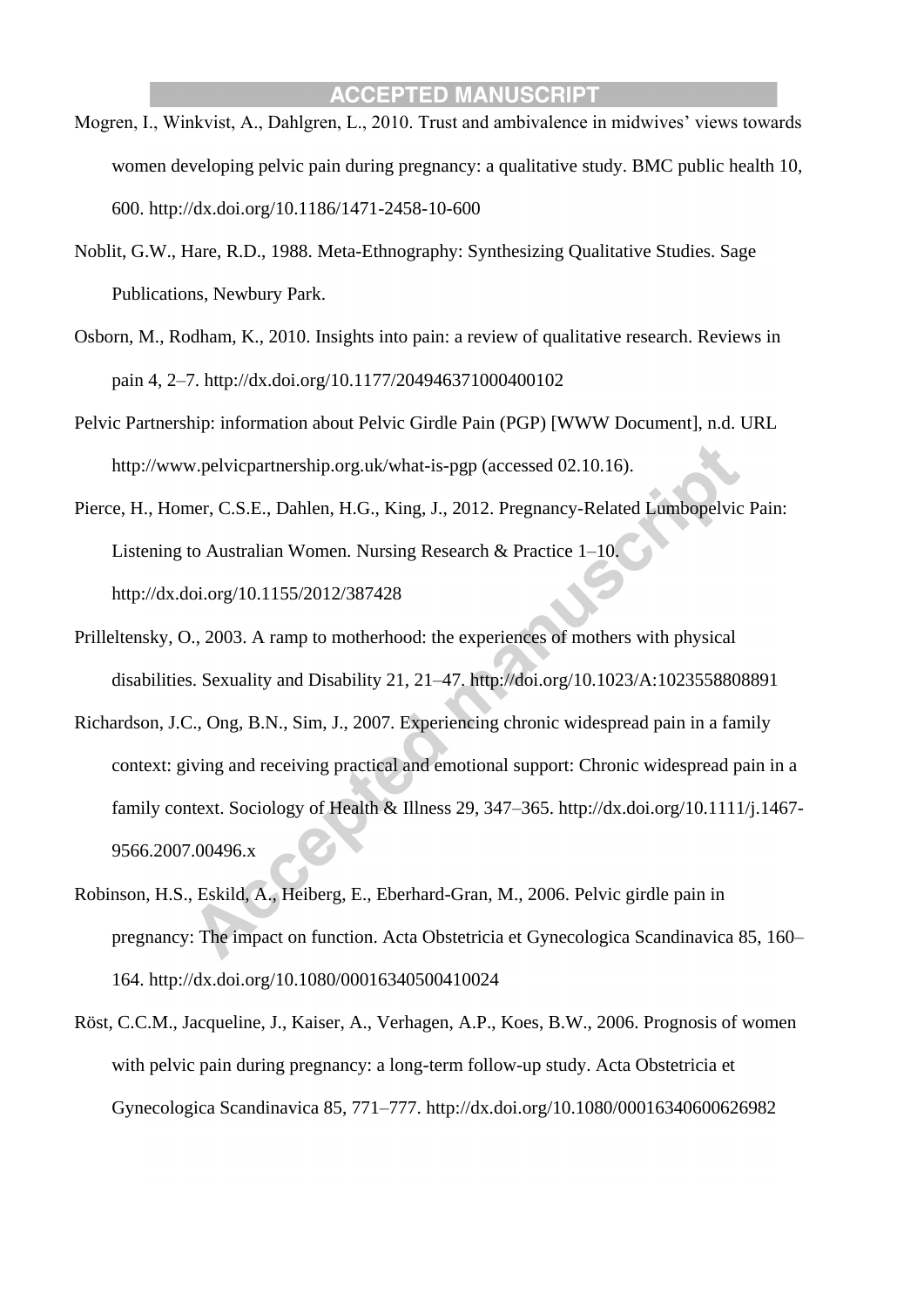Mogren, I., Winkvist, A., Dahlgren, L., 2010. Trust and ambivalence in midwives' views towards women developing pelvic pain during pregnancy: a qualitative study. BMC public health 10, 600. http://dx.doi.org/10.1186/1471-2458-10-600

Noblit, G.W., Hare, R.D., 1988. Meta-Ethnography: Synthesizing Qualitative Studies. Sage Publications, Newbury Park.

Osborn, M., Rodham, K., 2010. Insights into pain: a review of qualitative research. Reviews in pain 4, 2–7. http://dx.doi.org/10.1177/204946371000400102

Pelvic Partnership: information about Pelvic Girdle Pain (PGP) [WWW Document], n.d. URL http://www.pelvicpartnership.org.uk/what-is-pgp (accessed 02.10.16).

Pierce, H., Homer, C.S.E., Dahlen, H.G., King, J., 2012. Pregnancy-Related Lumbopelvic Pain: Listening to Australian Women. Nursing Research & Practice 1–10. http://dx.doi.org/10.1155/2012/387428

Prilleltensky, O., 2003. A ramp to motherhood: the experiences of mothers with physical disabilities. Sexuality and Disability 21, 21–47. http://doi.org/10.1023/A:1023558808891

Richardson, J.C., Ong, B.N., Sim, J., 2007. Experiencing chronic widespread pain in a family context: giving and receiving practical and emotional support: Chronic widespread pain in a family context. Sociology of Health & Illness 29, 347–365. http://dx.doi.org/10.1111/j.1467-9566.2007.00496.x

Robinson, H.S., Eskild, A., Heiberg, E., Eberhard-Gran, M., 2006. Pelvic girdle pain in pregnancy: The impact on function. Acta Obstetricia et Gynecologica Scandinavica 85, 160–164. http://dx.doi.org/10.1080/00016340500410024

Röst, C.C.M., Jacqueline, J., Kaiser, A., Verhagen, A.P., Koes, B.W., 2006. Prognosis of women with pelvic pain during pregnancy: a long-term follow-up study. Acta Obstetricia et Gynecologica Scandinavica 85, 771–777. http://dx.doi.org/10.1080/00016340600626982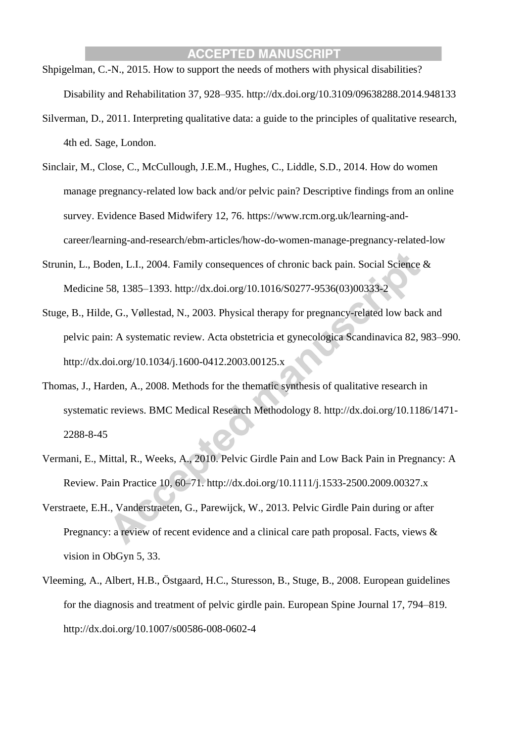Shpigelman, C.-N., 2015. How to support the needs of mothers with physical disabilities? Disability and Rehabilitation 37, 928–935. http://dx.doi.org/10.3109/09638288.2014.948133

Silverman, D., 2011. Interpreting qualitative data: a guide to the principles of qualitative research, 4th ed. Sage, London.

Sinclair, M., Close, C., McCullough, J.E.M., Hughes, C., Liddle, S.D., 2014. How do women manage pregnancy-related low back and/or pelvic pain? Descriptive findings from an online survey. Evidence Based Midwifery 12, 76. https://www.rcm.org.uk/learning-and-career/learning-and-research/ebm-articles/how-do-women-manage-pregnancy-related-low

Strunin, L., Boden, L.I., 2004. Family consequences of chronic back pain. Social Science & Medicine 58, 1385–1393. http://dx.doi.org/10.1016/S0277-9536(03)00333-2

Stuge, B., Hilde, G., Vøllestad, N., 2003. Physical therapy for pregnancy-related low back and pelvic pain: A systematic review. Acta obstetricia et gynecologica Scandinavica 82, 983–990. http://dx.doi.org/10.1034/j.1600-0412.2003.00125.x

Thomas, J., Harden, A., 2008. Methods for the thematic synthesis of qualitative research in systematic reviews. BMC Medical Research Methodology 8. http://dx.doi.org/10.1186/1471-2288-8-45

Vermani, E., Mittal, R., Weeks, A., 2010. Pelvic Girdle Pain and Low Back Pain in Pregnancy: A Review. Pain Practice 10, 60–71. http://dx.doi.org/10.1111/j.1533-2500.2009.00327.x

Verstraete, E.H., Vanderstraeten, G., Parewijck, W., 2013. Pelvic Girdle Pain during or after Pregnancy: a review of recent evidence and a clinical care path proposal. Facts, views & vision in ObGyn 5, 33.

Vleeming, A., Albert, H.B., Östgaard, H.C., Sturesson, B., Stuge, B., 2008. European guidelines for the diagnosis and treatment of pelvic girdle pain. European Spine Journal 17, 794–819. http://dx.doi.org/10.1007/s00586-008-0602-4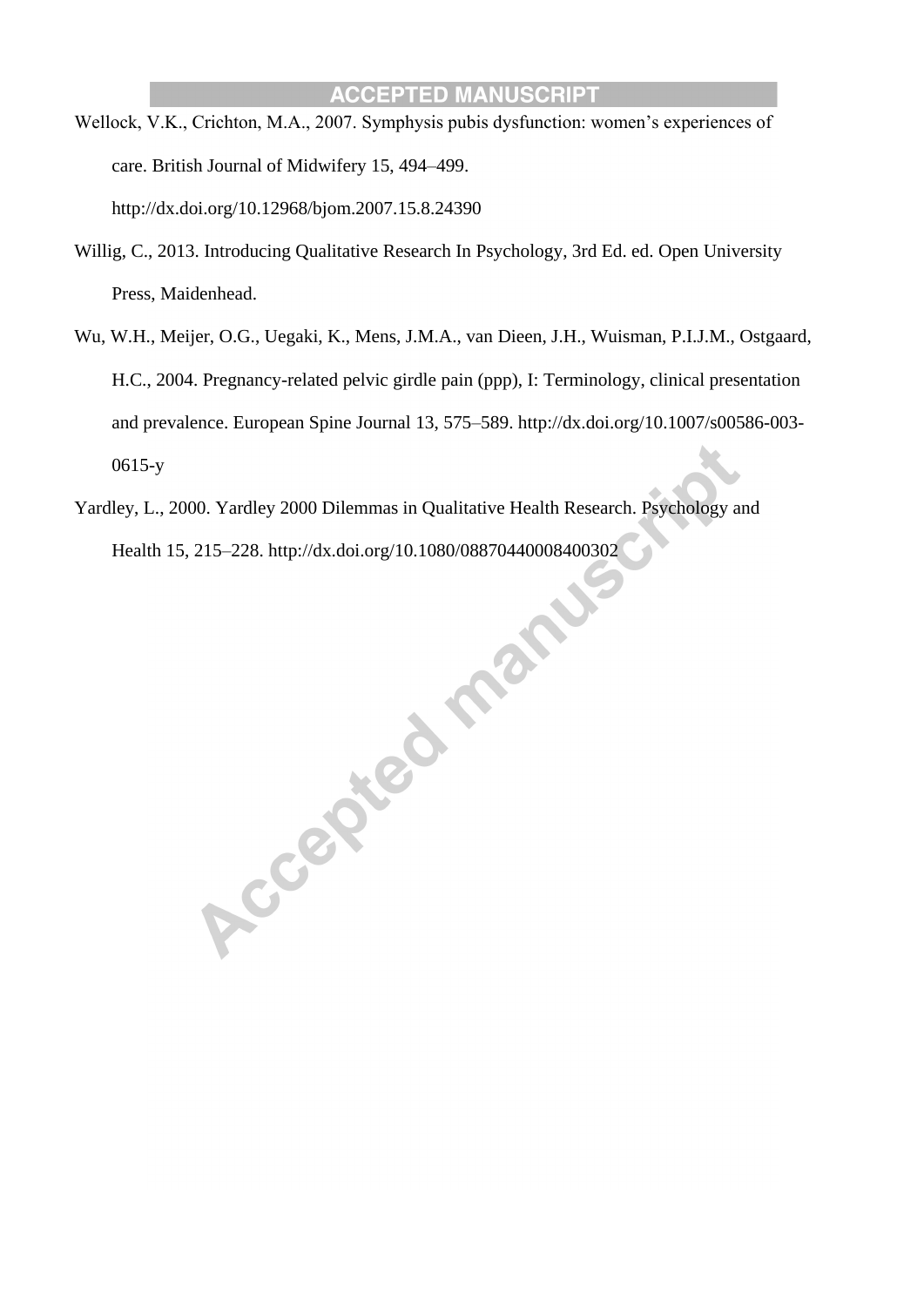Wellock, V.K., Crichton, M.A., 2007. Symphysis pubis dysfunction: women's experiences of care. British Journal of Midwifery 15, 494–499. http://dx.doi.org/10.12968/bjom.2007.15.8.24390

Willig, C., 2013. Introducing Qualitative Research In Psychology, 3rd Ed. ed. Open University Press, Maidenhead.

Wu, W.H., Meijer, O.G., Uegaki, K., Mens, J.M.A., van Dieen, J.H., Wuisman, P.I.J.M., Ostgaard, H.C., 2004. Pregnancy-related pelvic girdle pain (ppp), I: Terminology, clinical presentation and prevalence. European Spine Journal 13, 575–589. http://dx.doi.org/10.1007/s00586-003-0615-y

Yardley, L., 2000. Yardley 2000 Dilemmas in Qualitative Health Research. Psychology and Health 15, 215–228. http://dx.doi.org/10.1080/08870440008400302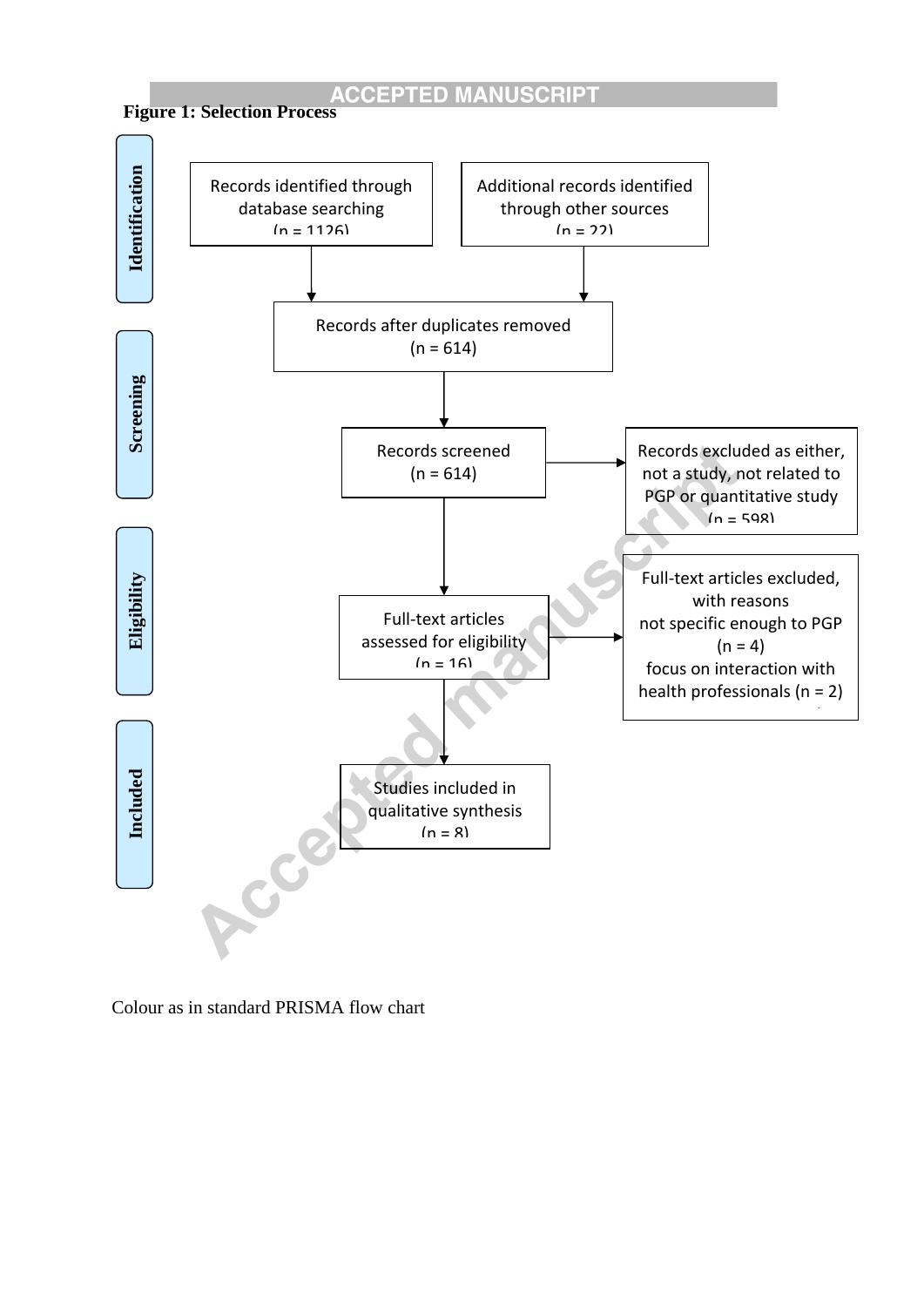**Figure 1: Selection Process**

**Identification**

Records identified through database searching (n = 1126)

Additional records identified through other sources (n = 22)

Records after duplicates removed (n = 614)

**Screening**

Records screened (n = 614)

Records excluded as either, not a study, not related to PGP or quantitative study (n = 598)

**Eligibility**

Full-text articles assessed for eligibility (n = 16)

Full-text articles excluded, with reasons
not specific enough to PGP (n = 4)
focus on interaction with health professionals (n = 2)

**Included**

Studies included in qualitative synthesis (n = 8)

Colour as in standard PRISMA flow chart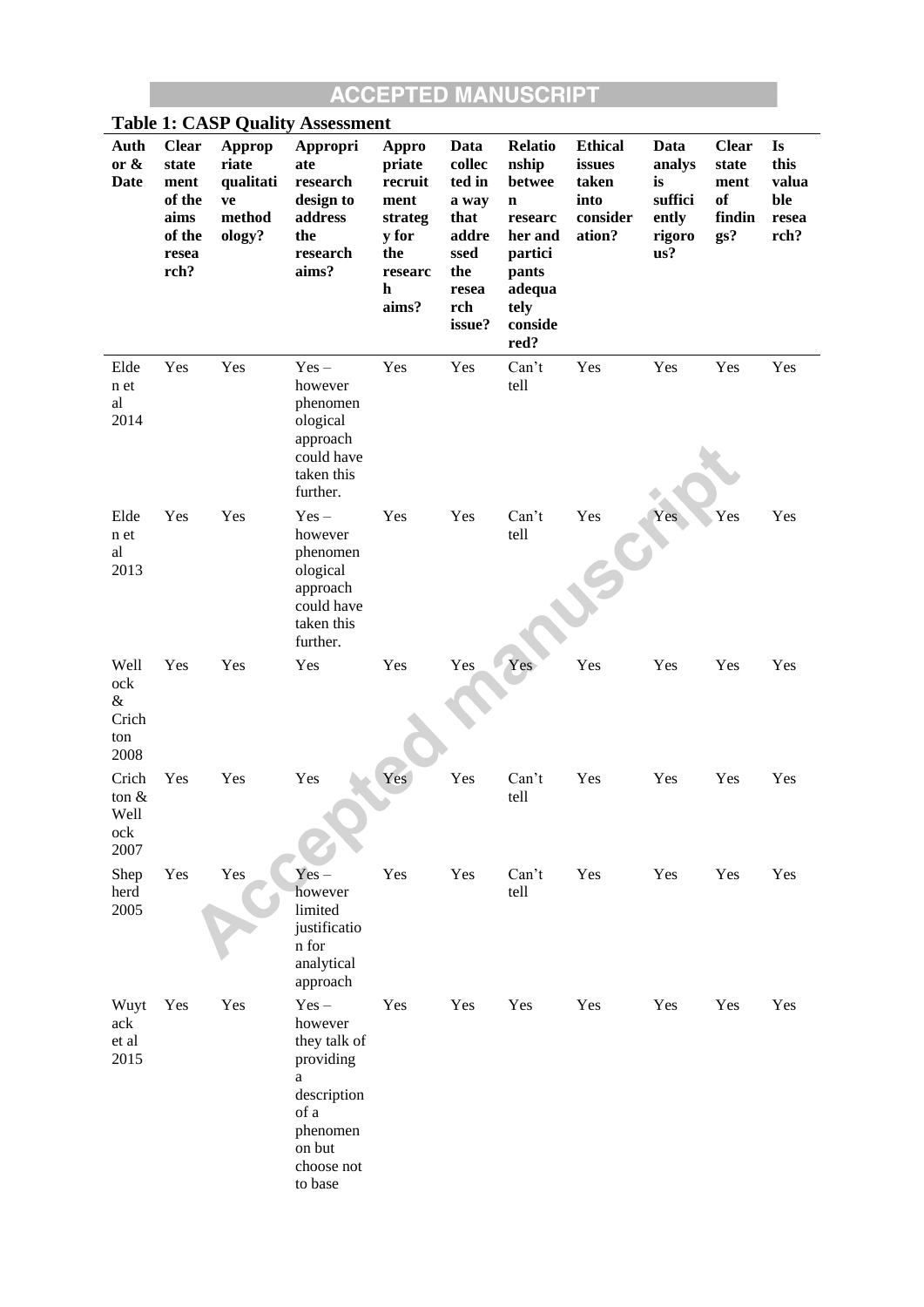**Table 1: CASP Quality Assessment**

| Author & Date | Clear statement of the aims of the research? | Appropriate qualitative methodology? | Appropriate research design to address the research aims? | Appropriate recruitment strategy for the research aims? | Data collected in a way that addressed the research issue? | Relationship between researcher and participants adequately considered? | Ethical issues taken into consideration? | Data analysis sufficiently rigorous? | Clear statement of findings? | Is this valuable research? |
|---|---|---|---|---|---|---|---|---|---|---|
| Elden et al 2014 | Yes | Yes | Yes – however phenomenological approach could have taken this further. | Yes | Yes | Can't tell | Yes | Yes | Yes | Yes |
| Elden et al 2013 | Yes | Yes | Yes – however phenomenological approach could have taken this further. | Yes | Yes | Can't tell | Yes | Yes | Yes | Yes |
| Wellock & Crichton 2008 | Yes | Yes | Yes | Yes | Yes | Yes | Yes | Yes | Yes | Yes |
| Crichton & Wellock 2007 | Yes | Yes | Yes | Yes | Yes | Can't tell | Yes | Yes | Yes | Yes |
| Shepherd 2005 | Yes | Yes | Yes – however limited justification for analytical approach | Yes | Yes | Can't tell | Yes | Yes | Yes | Yes |
| Wuytack et al 2015 | Yes | Yes | Yes – however they talk of providing a description of a phenomenon but choose not to base | Yes | Yes | Yes | Yes | Yes | Yes | Yes |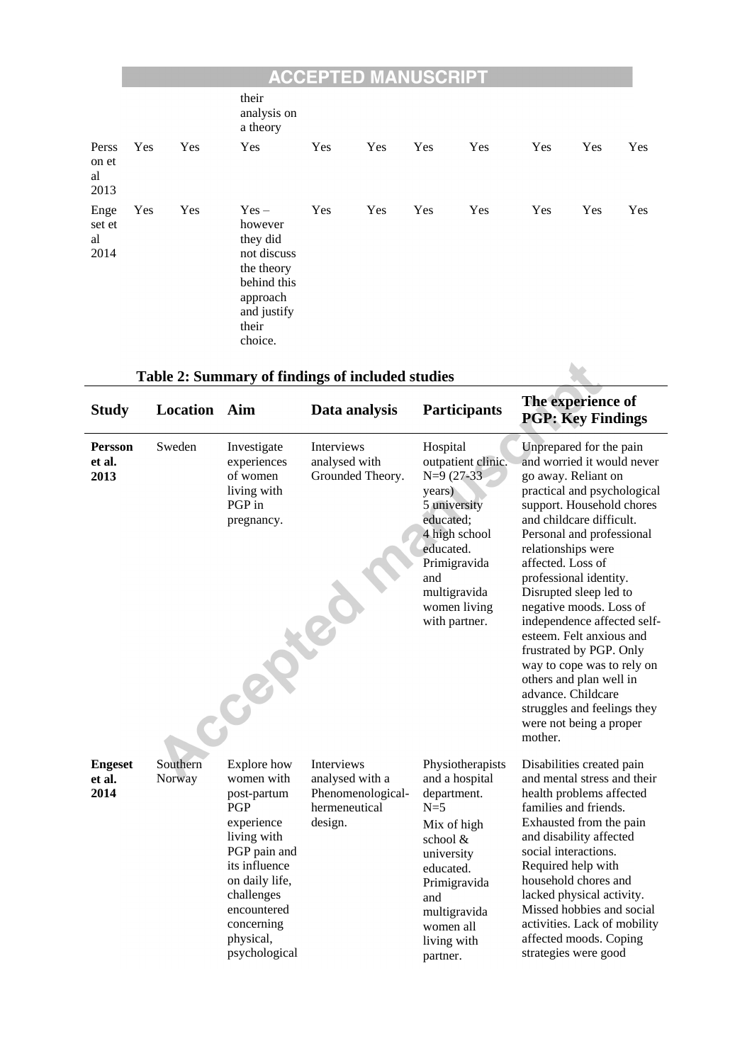|  |  |  | their analysis on a theory |  |  |  |  |  |  |  |
|---|---|---|---|---|---|---|---|---|---|---|
| Persson et al 2013 | Yes | Yes | Yes | Yes | Yes | Yes | Yes | Yes | Yes | Yes |
| Engeset et al 2014 | Yes | Yes | Yes – however they did not discuss the theory behind this approach and justify their choice. | Yes | Yes | Yes | Yes | Yes | Yes | Yes |

**Table 2: Summary of findings of included studies**

| Study | Location | Aim | Data analysis | Participants | The experience of PGP: Key Findings |
|---|---|---|---|---|---|
| **Persson et al. 2013** | Sweden | Investigate experiences of women living with PGP in pregnancy. | Interviews analysed with Grounded Theory. | Hospital outpatient clinic. N=9 (27-33 years) 5 university educated; 4 high school educated. Primigravida and multigravida women living with partner. | Unprepared for the pain and worried it would never go away. Reliant on practical and psychological support. Household chores and childcare difficult. Personal and professional relationships were affected. Loss of professional identity. Disrupted sleep led to negative moods. Loss of independence affected self-esteem. Felt anxious and frustrated by PGP. Only way to cope was to rely on others and plan well in advance. Childcare struggles and feelings they were not being a proper mother. |
| **Engeset et al. 2014** | Southern Norway | Explore how women with post-partum PGP experience living with PGP pain and its influence on daily life, challenges encountered concerning physical, psychological | Interviews analysed with a Phenomenological-hermeneutical design. | Physiotherapists and a hospital department. N=5 Mix of high school & university educated. Primigravida and multigravida women all living with partner. | Disabilities created pain and mental stress and their health problems affected families and friends. Exhausted from the pain and disability affected social interactions. Required help with household chores and lacked physical activity. Missed hobbies and social activities. Lack of mobility affected moods. Coping strategies were good |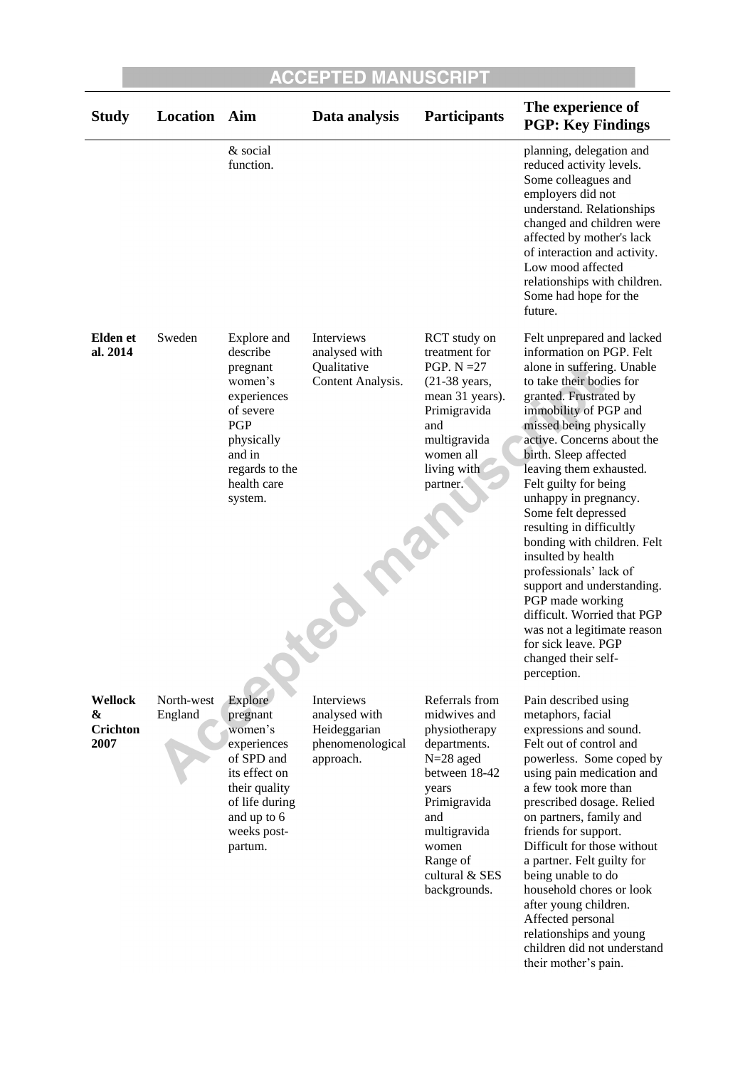| Study | Location | Aim | Data analysis | Participants | The experience of PGP: Key Findings |
|---|---|---|---|---|---|
| | | & social function. | | | planning, delegation and reduced activity levels. Some colleagues and employers did not understand. Relationships changed and children were affected by mother's lack of interaction and activity. Low mood affected relationships with children. Some had hope for the future. |
| **Elden et al. 2014** | Sweden | Explore and describe pregnant women's experiences of severe PGP physically and in regards to the health care system. | Interviews analysed with Qualitative Content Analysis. | RCT study on treatment for PGP. N =27 (21-38 years, mean 31 years). Primigravida and multigravida women all living with partner. | Felt unprepared and lacked information on PGP. Felt alone in suffering. Unable to take their bodies for granted. Frustrated by immobility of PGP and missed being physically active. Concerns about the birth. Sleep affected leaving them exhausted. Felt guilty for being unhappy in pregnancy. Some felt depressed resulting in difficultly bonding with children. Felt insulted by health professionals' lack of support and understanding. PGP made working difficult. Worried that PGP was not a legitimate reason for sick leave. PGP changed their self-perception. |
| **Wellock & Crichton 2007** | North-west England | Explore pregnant women's experiences of SPD and its effect on their quality of life during and up to 6 weeks post-partum. | Interviews analysed with Heideggarian phenomenological approach. | Referrals from midwives and physiotherapy departments. N=28 aged between 18-42 years Primigravida and multigravida women Range of cultural & SES backgrounds. | Pain described using metaphors, facial expressions and sound. Felt out of control and powerless. Some coped by using pain medication and a few took more than prescribed dosage. Relied on partners, family and friends for support. Difficult for those without a partner. Felt guilty for being unable to do household chores or look after young children. Affected personal relationships and young children did not understand their mother's pain. |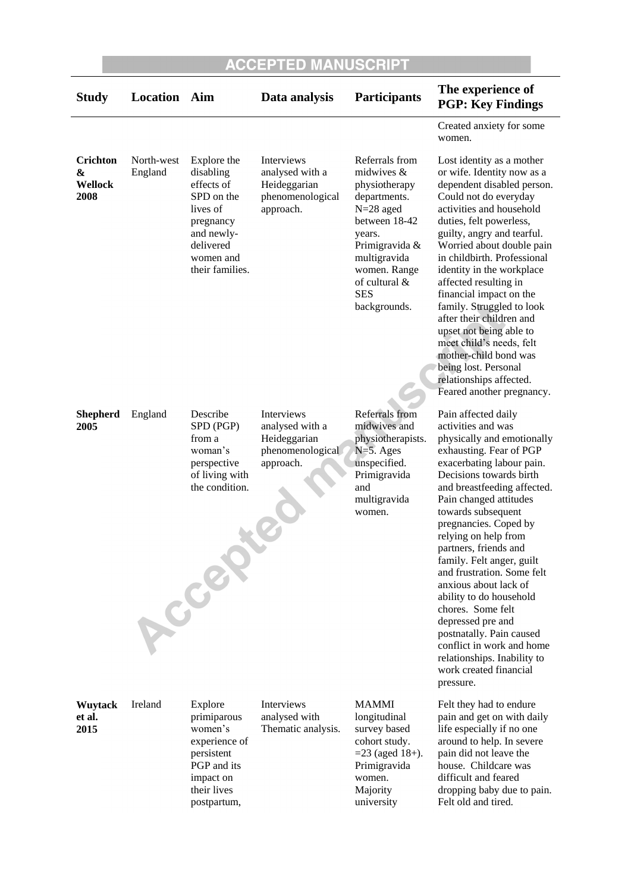| Study | Location | Aim | Data analysis | Participants | The experience of PGP: Key Findings |
|---|---|---|---|---|---|
| | | | | | Created anxiety for some women. |
| **Crichton & Wellock 2008** | North-west England | Explore the disabling effects of SPD on the lives of pregnancy and newly-delivered women and their families. | Interviews analysed with a Heideggarian phenomenological approach. | Referrals from midwives & physiotherapy departments. N=28 aged between 18-42 years. Primigravida & multigravida women. Range of cultural & SES backgrounds. | Lost identity as a mother or wife. Identity now as a dependent disabled person. Could not do everyday activities and household duties, felt powerless, guilty, angry and tearful. Worried about double pain in childbirth. Professional identity in the workplace affected resulting in financial impact on the family. Struggled to look after their children and upset not being able to meet child's needs, felt mother-child bond was being lost. Personal relationships affected. Feared another pregnancy. |
| **Shepherd 2005** | England | Describe SPD (PGP) from a woman's perspective of living with the condition. | Interviews analysed with a Heideggarian phenomenological approach. | Referrals from midwives and physiotherapists. N=5. Ages unspecified. Primigravida and multigravida women. | Pain affected daily activities and was physically and emotionally exhausting. Fear of PGP exacerbating labour pain. Decisions towards birth and breastfeeding affected. Pain changed attitudes towards subsequent pregnancies. Coped by relying on help from partners, friends and family. Felt anger, guilt and frustration. Some felt anxious about lack of ability to do household chores. Some felt depressed pre and postnatally. Pain caused conflict in work and home relationships. Inability to work created financial pressure. |
| **Wuytack et al. 2015** | Ireland | Explore primiparous women's experience of persistent PGP and its impact on their lives postpartum, | Interviews analysed with Thematic analysis. | MAMMI longitudinal survey based cohort study. =23 (aged 18+). Primigravida women. Majority university | Felt they had to endure pain and get on with daily life especially if no one around to help. In severe pain did not leave the house. Childcare was difficult and feared dropping baby due to pain. Felt old and tired. |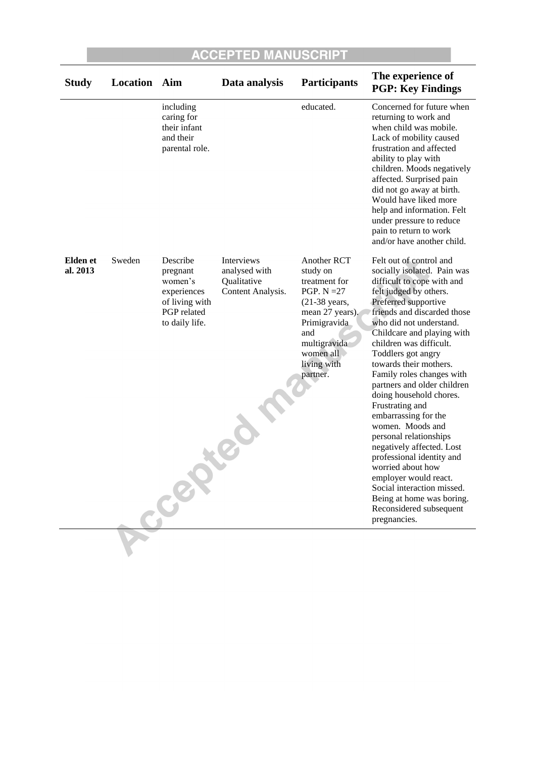| Study | Location | Aim | Data analysis | Participants | The experience of PGP: Key Findings |
|---|---|---|---|---|---|
| | | including caring for their infant and their parental role. | | educated. | Concerned for future when returning to work and when child was mobile. Lack of mobility caused frustration and affected ability to play with children. Moods negatively affected. Surprised pain did not go away at birth. Would have liked more help and information. Felt under pressure to reduce pain to return to work and/or have another child. |
| **Elden et al. 2013** | Sweden | Describe pregnant women's experiences of living with PGP related to daily life. | Interviews analysed with Qualitative Content Analysis. | Another RCT study on treatment for PGP. N =27 (21-38 years, mean 27 years). Primigravida and multigravida women all living with partner. | Felt out of control and socially isolated. Pain was difficult to cope with and felt judged by others. Preferred supportive friends and discarded those who did not understand. Childcare and playing with children was difficult. Toddlers got angry towards their mothers. Family roles changes with partners and older children doing household chores. Frustrating and embarrassing for the women. Moods and personal relationships negatively affected. Lost professional identity and worried about how employer would react. Social interaction missed. Being at home was boring. Reconsidered subsequent pregnancies. |